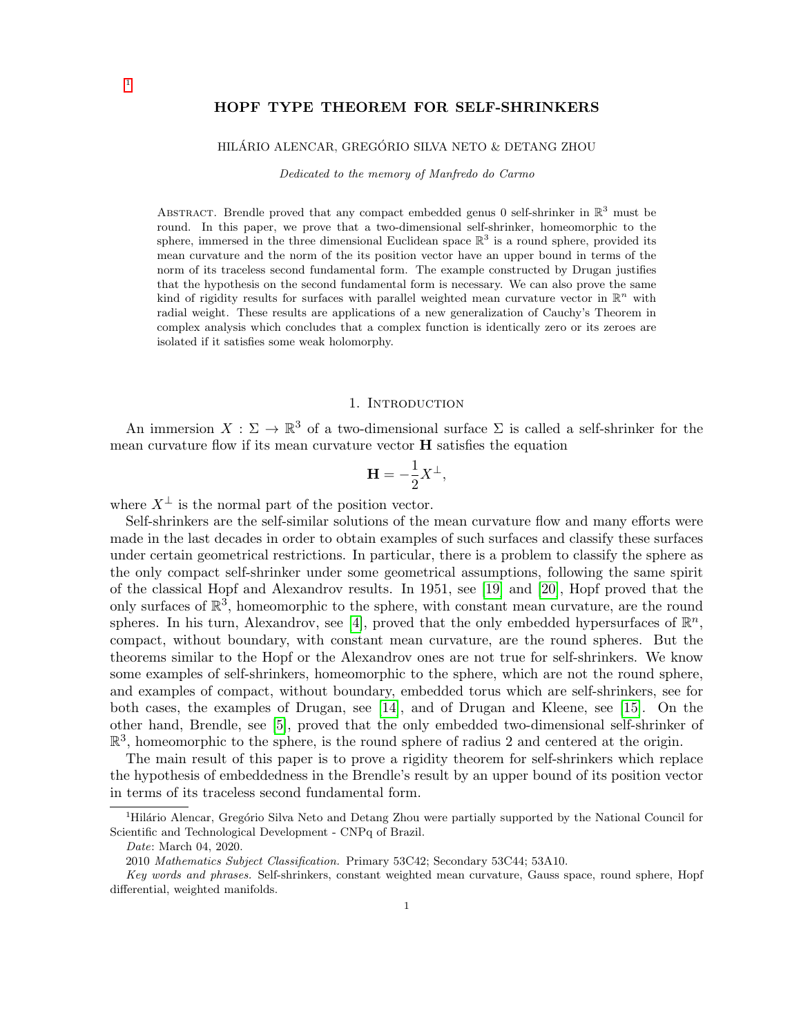[1]

# HOPF TYPE THEOREM FOR SELF-SHRINKERS

HILÁRIO ALENCAR, GREGÓRIO SILVA NETO & DETANG ZHOU

*Dedicated to the memory of Manfredo do Carmo*

Abstract. Brendle proved that any compact embedded genus 0 self-shrinker in $\mathbb{R}^3$ must be round. In this paper, we prove that a two-dimensional self-shrinker, homeomorphic to the sphere, immersed in the three dimensional Euclidean space $\mathbb{R}^3$ is a round sphere, provided its mean curvature and the norm of the its position vector have an upper bound in terms of the norm of its traceless second fundamental form. The example constructed by Drugan justifies that the hypothesis on the second fundamental form is necessary. We can also prove the same kind of rigidity results for surfaces with parallel weighted mean curvature vector in $\mathbb{R}^n$ with radial weight. These results are applications of a new generalization of Cauchy's Theorem in complex analysis which concludes that a complex function is identically zero or its zeroes are isolated if it satisfies some weak holomorphy.

## 1. Introduction

An immersion $X : \Sigma \to \mathbb{R}^3$ of a two-dimensional surface $\Sigma$ is called a self-shrinker for the mean curvature flow if its mean curvature vector $\mathbf{H}$ satisfies the equation

$$\mathbf{H} = -\frac{1}{2}X^{\perp},$$

where $X^{\perp}$ is the normal part of the position vector.

Self-shrinkers are the self-similar solutions of the mean curvature flow and many efforts were made in the last decades in order to obtain examples of such surfaces and classify these surfaces under certain geometrical restrictions. In particular, there is a problem to classify the sphere as the only compact self-shrinker under some geometrical assumptions, following the same spirit of the classical Hopf and Alexandrov results. In 1951, see [19] and [20], Hopf proved that the only surfaces of $\mathbb{R}^3$, homeomorphic to the sphere, with constant mean curvature, are the round spheres. In his turn, Alexandrov, see [4], proved that the only embedded hypersurfaces of $\mathbb{R}^n$, compact, without boundary, with constant mean curvature, are the round spheres. But the theorems similar to the Hopf or the Alexandrov ones are not true for self-shrinkers. We know some examples of self-shrinkers, homeomorphic to the sphere, which are not the round sphere, and examples of compact, without boundary, embedded torus which are self-shrinkers, see for both cases, the examples of Drugan, see [14], and of Drugan and Kleene, see [15]. On the other hand, Brendle, see [5], proved that the only embedded two-dimensional self-shrinker of $\mathbb{R}^3$, homeomorphic to the sphere, is the round sphere of radius 2 and centered at the origin.

The main result of this paper is to prove a rigidity theorem for self-shrinkers which replace the hypothesis of embeddedness in the Brendle's result by an upper bound of its position vector in terms of its traceless second fundamental form.

[1]Hilário Alencar, Gregório Silva Neto and Detang Zhou were partially supported by the National Council for Scientific and Technological Development - CNPq of Brazil.

*Date*: March 04, 2020.

2010 *Mathematics Subject Classification.* Primary 53C42; Secondary 53C44; 53A10.

*Key words and phrases.* Self-shrinkers, constant weighted mean curvature, Gauss space, round sphere, Hopf differential, weighted manifolds.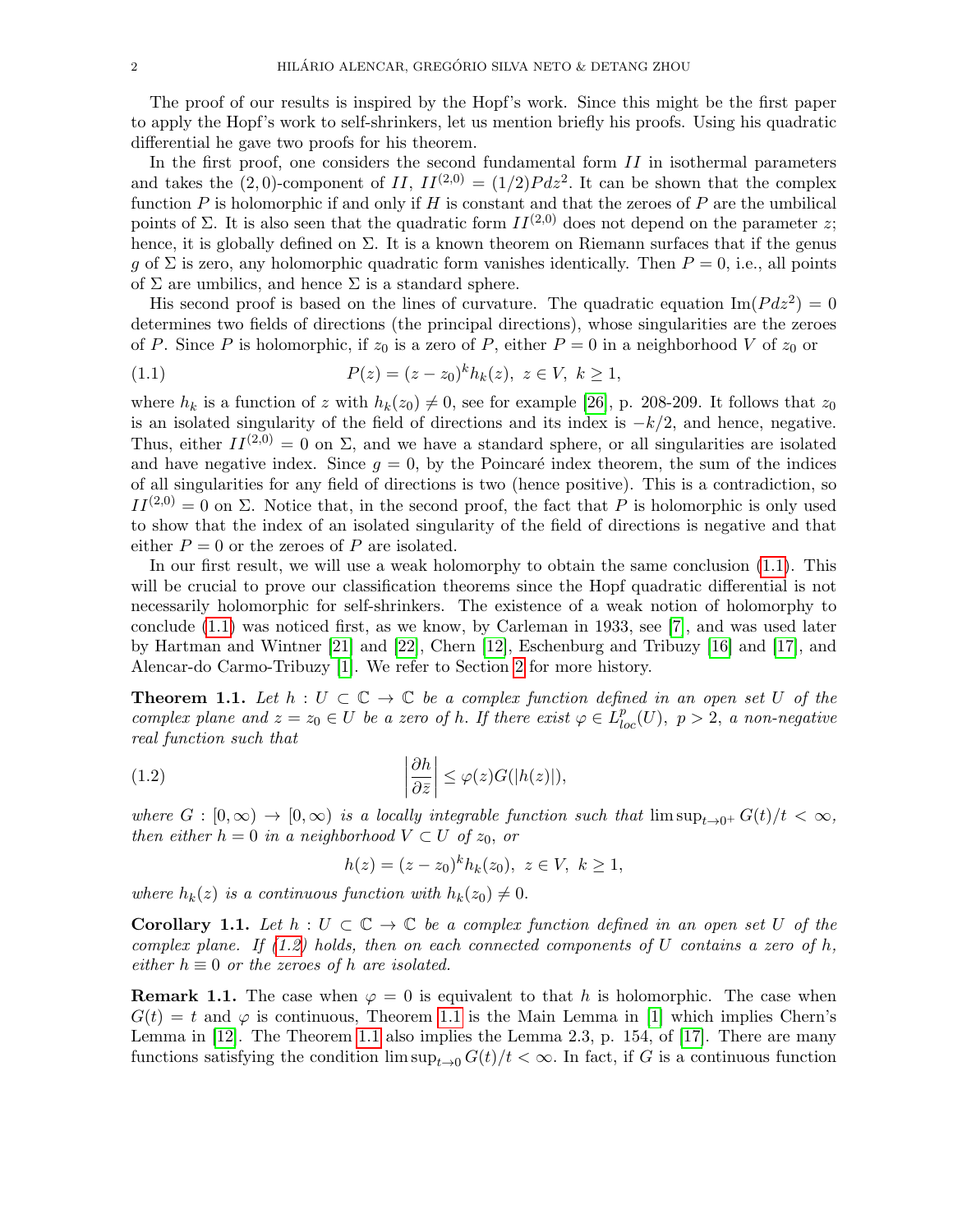The proof of our results is inspired by the Hopf's work. Since this might be the first paper to apply the Hopf's work to self-shrinkers, let us mention briefly his proofs. Using his quadratic differential he gave two proofs for his theorem.

In the first proof, one considers the second fundamental form $II$ in isothermal parameters and takes the $(2,0)$-component of $II$, $II^{(2,0)} = (1/2)Pdz^2$. It can be shown that the complex function $P$ is holomorphic if and only if $H$ is constant and that the zeroes of $P$ are the umbilical points of $\Sigma$. It is also seen that the quadratic form $II^{(2,0)}$ does not depend on the parameter $z$; hence, it is globally defined on $\Sigma$. It is a known theorem on Riemann surfaces that if the genus $g$ of $\Sigma$ is zero, any holomorphic quadratic form vanishes identically. Then $P = 0$, i.e., all points of $\Sigma$ are umbilics, and hence $\Sigma$ is a standard sphere.

His second proof is based on the lines of curvature. The quadratic equation $\mathrm{Im}(Pdz^2) = 0$ determines two fields of directions (the principal directions), whose singularities are the zeroes of $P$. Since $P$ is holomorphic, if $z_0$ is a zero of $P$, either $P = 0$ in a neighborhood $V$ of $z_0$ or

$$P(z) = (z - z_0)^k h_k(z), \ z \in V, \ k \geq 1, \tag{1.1}$$

where $h_k$ is a function of $z$ with $h_k(z_0) \neq 0$, see for example [26], p. 208-209. It follows that $z_0$ is an isolated singularity of the field of directions and its index is $-k/2$, and hence, negative. Thus, either $II^{(2,0)} = 0$ on $\Sigma$, and we have a standard sphere, or all singularities are isolated and have negative index. Since $g = 0$, by the Poincaré index theorem, the sum of the indices of all singularities for any field of directions is two (hence positive). This is a contradiction, so $II^{(2,0)} = 0$ on $\Sigma$. Notice that, in the second proof, the fact that $P$ is holomorphic is only used to show that the index of an isolated singularity of the field of directions is negative and that either $P = 0$ or the zeroes of $P$ are isolated.

In our first result, we will use a weak holomorphy to obtain the same conclusion (1.1). This will be crucial to prove our classification theorems since the Hopf quadratic differential is not necessarily holomorphic for self-shrinkers. The existence of a weak notion of holomorphy to conclude (1.1) was noticed first, as we know, by Carleman in 1933, see [7], and was used later by Hartman and Wintner [21] and [22], Chern [12], Eschenburg and Tribuzy [16] and [17], and Alencar-do Carmo-Tribuzy [1]. We refer to Section 2 for more history.

**Theorem 1.1.** *Let $h : U \subset \mathbb{C} \to \mathbb{C}$ be a complex function defined in an open set $U$ of the complex plane and $z = z_0 \in U$ be a zero of $h$. If there exist $\varphi \in L^p_{loc}(U)$, $p > 2$, a non-negative real function such that*

$$\left| \frac{\partial h}{\partial \bar{z}} \right| \leq \varphi(z) G(|h(z)|), \tag{1.2}$$

*where $G : [0, \infty) \to [0, \infty)$ is a locally integrable function such that $\limsup_{t \to 0^+} G(t)/t < \infty$, then either $h = 0$ in a neighborhood $V \subset U$ of $z_0$, or*

$$h(z) = (z - z_0)^k h_k(z_0), \ z \in V, \ k \geq 1,$$

*where $h_k(z)$ is a continuous function with $h_k(z_0) \neq 0$.*

**Corollary 1.1.** *Let $h : U \subset \mathbb{C} \to \mathbb{C}$ be a complex function defined in an open set $U$ of the complex plane. If (1.2) holds, then on each connected components of $U$ contains a zero of $h$, either $h \equiv 0$ or the zeroes of $h$ are isolated.*

**Remark 1.1.** The case when $\varphi = 0$ is equivalent to that $h$ is holomorphic. The case when $G(t) = t$ and $\varphi$ is continuous, Theorem 1.1 is the Main Lemma in [1] which implies Chern's Lemma in [12]. The Theorem 1.1 also implies the Lemma 2.3, p. 154, of [17]. There are many functions satisfying the condition $\limsup_{t \to 0} G(t)/t < \infty$. In fact, if $G$ is a continuous function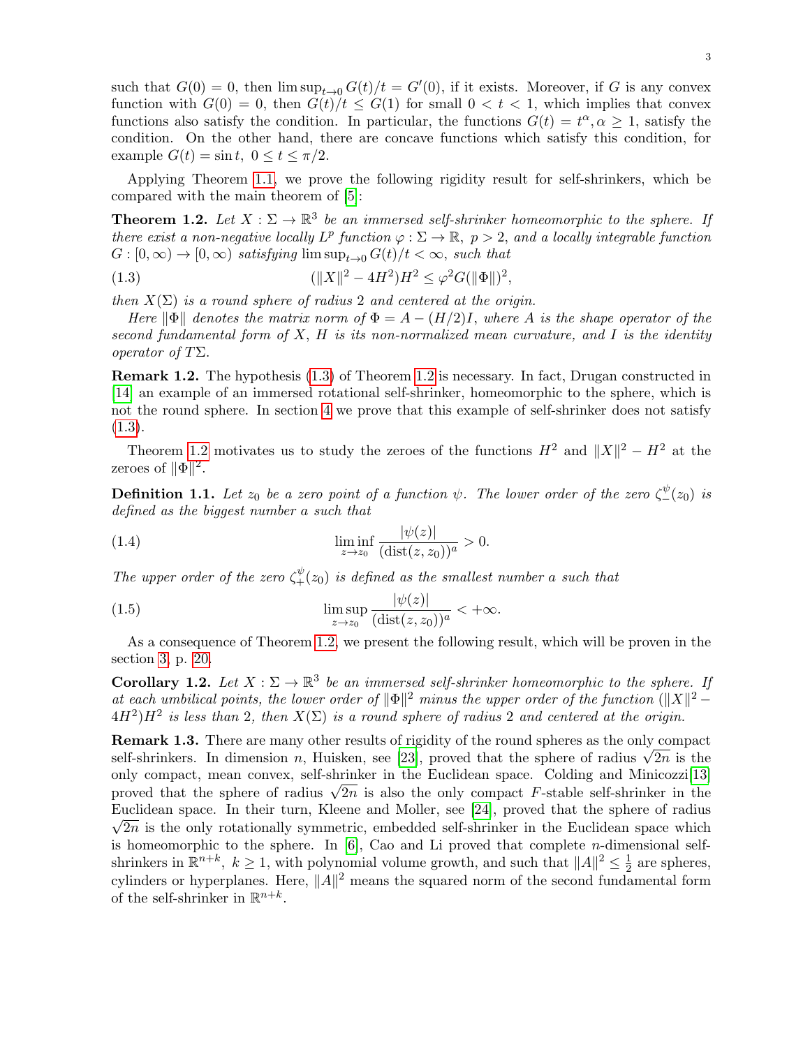such that $G(0) = 0$, then $\limsup_{t\to 0} G(t)/t = G'(0)$, if it exists. Moreover, if $G$ is any convex function with $G(0) = 0$, then $G(t)/t \le G(1)$ for small $0 < t < 1$, which implies that convex functions also satisfy the condition. In particular, the functions $G(t) = t^\alpha, \alpha \ge 1$, satisfy the condition. On the other hand, there are concave functions which satisfy this condition, for example $G(t) = \sin t,\ 0 \le t \le \pi/2$.

Applying Theorem 1.1, we prove the following rigidity result for self-shrinkers, which be compared with the main theorem of [5]:

**Theorem 1.2.** *Let $X : \Sigma \to \mathbb{R}^3$ be an immersed self-shrinker homeomorphic to the sphere. If there exist a non-negative locally $L^p$ function $\varphi : \Sigma \to \mathbb{R},\ p > 2$, and a locally integrable function $G : [0, \infty) \to [0, \infty)$ satisfying $\limsup_{t\to 0} G(t)/t < \infty$, such that*

$$(\|X\|^2 - 4H^2)H^2 \le \varphi^2 G(\|\Phi\|)^2, \tag{1.3}$$

*then $X(\Sigma)$ is a round sphere of radius 2 and centered at the origin.*

*Here $\|\Phi\|$ denotes the matrix norm of $\Phi = A - (H/2)I$, where $A$ is the shape operator of the second fundamental form of $X$, $H$ is its non-normalized mean curvature, and $I$ is the identity operator of $T\Sigma$.*

**Remark 1.2.** The hypothesis (1.3) of Theorem 1.2 is necessary. In fact, Drugan constructed in [14] an example of an immersed rotational self-shrinker, homeomorphic to the sphere, which is not the round sphere. In section 4 we prove that this example of self-shrinker does not satisfy (1.3).

Theorem 1.2 motivates us to study the zeroes of the functions $H^2$ and $\|X\|^2 - H^2$ at the zeroes of $\|\Phi\|^2$.

**Definition 1.1.** *Let $z_0$ be a zero point of a function $\psi$. The lower order of the zero $\zeta_-^\psi(z_0)$ is defined as the biggest number $a$ such that*

$$\liminf_{z\to z_0} \frac{|\psi(z)|}{(\mathrm{dist}(z, z_0))^a} > 0. \tag{1.4}$$

*The upper order of the zero $\zeta_+^\psi(z_0)$ is defined as the smallest number $a$ such that*

$$\limsup_{z\to z_0} \frac{|\psi(z)|}{(\mathrm{dist}(z, z_0))^a} < +\infty. \tag{1.5}$$

As a consequence of Theorem 1.2, we present the following result, which will be proven in the section 3, p. 20.

**Corollary 1.2.** *Let $X : \Sigma \to \mathbb{R}^3$ be an immersed self-shrinker homeomorphic to the sphere. If at each umbilical points, the lower order of $\|\Phi\|^2$ minus the upper order of the function $(\|X\|^2 - 4H^2)H^2$ is less than 2, then $X(\Sigma)$ is a round sphere of radius 2 and centered at the origin.*

**Remark 1.3.** There are many other results of rigidity of the round spheres as the only compact self-shrinkers. In dimension $n$, Huisken, see [23], proved that the sphere of radius $\sqrt{2n}$ is the only compact, mean convex, self-shrinker in the Euclidean space. Colding and Minicozzi[13] proved that the sphere of radius $\sqrt{2n}$ is also the only compact $F$-stable self-shrinker in the Euclidean space. In their turn, Kleene and Moller, see [24], proved that the sphere of radius $\sqrt{2n}$ is the only rotationally symmetric, embedded self-shrinker in the Euclidean space which is homeomorphic to the sphere. In [6], Cao and Li proved that complete $n$-dimensional self-shrinkers in $\mathbb{R}^{n+k},\ k \ge 1$, with polynomial volume growth, and such that $\|A\|^2 \le \frac{1}{2}$ are spheres, cylinders or hyperplanes. Here, $\|A\|^2$ means the squared norm of the second fundamental form of the self-shrinker in $\mathbb{R}^{n+k}$.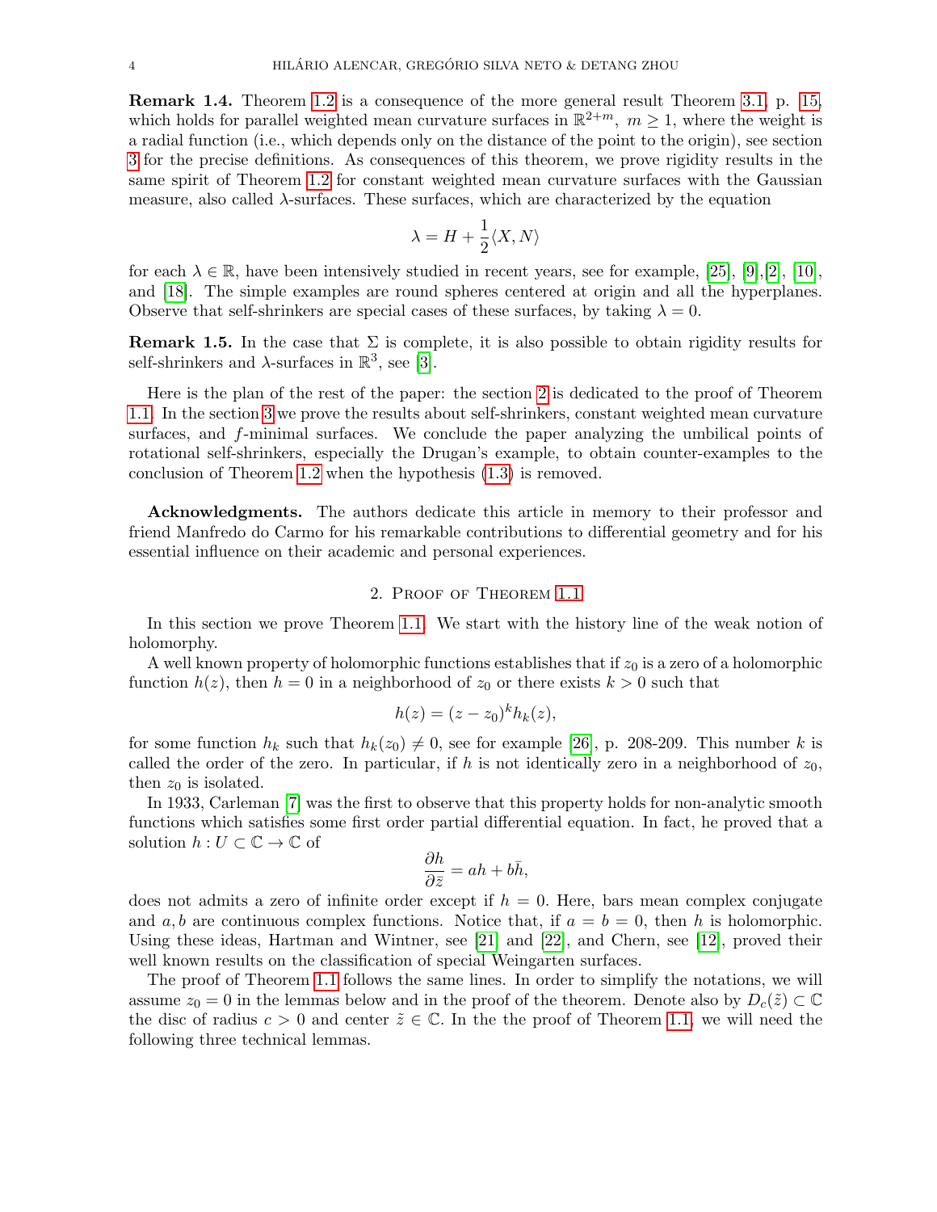**Remark 1.4.** Theorem 1.2 is a consequence of the more general result Theorem 3.1, p. 15, which holds for parallel weighted mean curvature surfaces in $\mathbb{R}^{2+m},\ m \geq 1$, where the weight is a radial function (i.e., which depends only on the distance of the point to the origin), see section 3 for the precise definitions. As consequences of this theorem, we prove rigidity results in the same spirit of Theorem 1.2 for constant weighted mean curvature surfaces with the Gaussian measure, also called $\lambda$-surfaces. These surfaces, which are characterized by the equation

$$\lambda = H + \frac{1}{2}\langle X, N\rangle$$

for each $\lambda \in \mathbb{R}$, have been intensively studied in recent years, see for example, [25], [9],[2], [10], and [18]. The simple examples are round spheres centered at origin and all the hyperplanes. Observe that self-shrinkers are special cases of these surfaces, by taking $\lambda = 0$.

**Remark 1.5.** In the case that $\Sigma$ is complete, it is also possible to obtain rigidity results for self-shrinkers and $\lambda$-surfaces in $\mathbb{R}^3$, see [3].

Here is the plan of the rest of the paper: the section 2 is dedicated to the proof of Theorem 1.1. In the section 3 we prove the results about self-shrinkers, constant weighted mean curvature surfaces, and $f$-minimal surfaces. We conclude the paper analyzing the umbilical points of rotational self-shrinkers, especially the Drugan's example, to obtain counter-examples to the conclusion of Theorem 1.2 when the hypothesis (1.3) is removed.

**Acknowledgments.** The authors dedicate this article in memory to their professor and friend Manfredo do Carmo for his remarkable contributions to differential geometry and for his essential influence on their academic and personal experiences.

## 2. Proof of Theorem 1.1

In this section we prove Theorem 1.1. We start with the history line of the weak notion of holomorphy.

A well known property of holomorphic functions establishes that if $z_0$ is a zero of a holomorphic function $h(z)$, then $h = 0$ in a neighborhood of $z_0$ or there exists $k > 0$ such that

$$h(z) = (z - z_0)^k h_k(z),$$

for some function $h_k$ such that $h_k(z_0) \neq 0$, see for example [26], p. 208-209. This number $k$ is called the order of the zero. In particular, if $h$ is not identically zero in a neighborhood of $z_0$, then $z_0$ is isolated.

In 1933, Carleman [7] was the first to observe that this property holds for non-analytic smooth functions which satisfies some first order partial differential equation. In fact, he proved that a solution $h : U \subset \mathbb{C} \to \mathbb{C}$ of

$$\frac{\partial h}{\partial \bar{z}} = ah + b\bar{h},$$

does not admits a zero of infinite order except if $h = 0$. Here, bars mean complex conjugate and $a, b$ are continuous complex functions. Notice that, if $a = b = 0$, then $h$ is holomorphic. Using these ideas, Hartman and Wintner, see [21] and [22], and Chern, see [12], proved their well known results on the classification of special Weingarten surfaces.

The proof of Theorem 1.1 follows the same lines. In order to simplify the notations, we will assume $z_0 = 0$ in the lemmas below and in the proof of the theorem. Denote also by $D_c(\tilde{z}) \subset \mathbb{C}$ the disc of radius $c > 0$ and center $\tilde{z} \in \mathbb{C}$. In the the proof of Theorem 1.1, we will need the following three technical lemmas.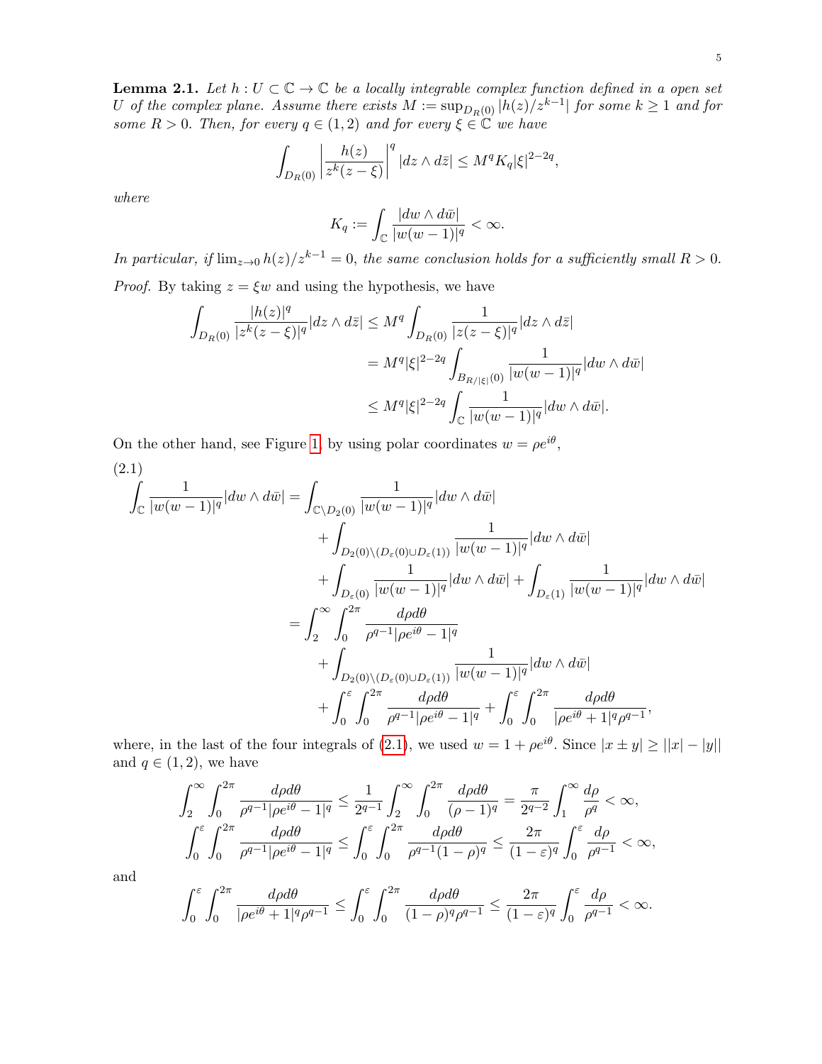**Lemma 2.1.** *Let $h : U \subset \mathbb{C} \to \mathbb{C}$ be a locally integrable complex function defined in a open set $U$ of the complex plane. Assume there exists $M := \sup_{D_R(0)} |h(z)/z^{k-1}|$ for some $k \geq 1$ and for some $R > 0$. Then, for every $q \in (1, 2)$ and for every $\xi \in \mathbb{C}$ we have*

$$\int_{D_R(0)} \left| \frac{h(z)}{z^k(z-\xi)} \right|^q |dz \wedge d\bar{z}| \leq M^q K_q |\xi|^{2-2q},$$

*where*

$$K_q := \int_{\mathbb{C}} \frac{|dw \wedge d\bar{w}|}{|w(w-1)|^q} < \infty.$$

*In particular, if $\lim_{z \to 0} h(z)/z^{k-1} = 0$, the same conclusion holds for a sufficiently small $R > 0$.*

*Proof.* By taking $z = \xi w$ and using the hypothesis, we have

$$\begin{aligned}
\int_{D_R(0)} \frac{|h(z)|^q}{|z^k(z-\xi)|^q} |dz \wedge d\bar{z}| &\leq M^q \int_{D_R(0)} \frac{1}{|z(z-\xi)|^q} |dz \wedge d\bar{z}| \\
&= M^q |\xi|^{2-2q} \int_{B_{R/|\xi|}(0)} \frac{1}{|w(w-1)|^q} |dw \wedge d\bar{w}| \\
&\leq M^q |\xi|^{2-2q} \int_{\mathbb{C}} \frac{1}{|w(w-1)|^q} |dw \wedge d\bar{w}|.
\end{aligned}$$

On the other hand, see Figure 1, by using polar coordinates $w = \rho e^{i\theta}$,

(2.1)
$$\begin{aligned}
\int_{\mathbb{C}} \frac{1}{|w(w-1)|^q} |dw \wedge d\bar{w}| &= \int_{\mathbb{C} \setminus D_2(0)} \frac{1}{|w(w-1)|^q} |dw \wedge d\bar{w}| \\
&\quad + \int_{D_2(0) \setminus (D_\varepsilon(0) \cup D_\varepsilon(1))} \frac{1}{|w(w-1)|^q} |dw \wedge d\bar{w}| \\
&\quad + \int_{D_\varepsilon(0)} \frac{1}{|w(w-1)|^q} |dw \wedge d\bar{w}| + \int_{D_\varepsilon(1)} \frac{1}{|w(w-1)|^q} |dw \wedge d\bar{w}| \\
&= \int_2^\infty \int_0^{2\pi} \frac{d\rho d\theta}{\rho^{q-1} |\rho e^{i\theta} - 1|^q} \\
&\quad + \int_{D_2(0) \setminus (D_\varepsilon(0) \cup D_\varepsilon(1))} \frac{1}{|w(w-1)|^q} |dw \wedge d\bar{w}| \\
&\quad + \int_0^\varepsilon \int_0^{2\pi} \frac{d\rho d\theta}{\rho^{q-1} |\rho e^{i\theta} - 1|^q} + \int_0^\varepsilon \int_0^{2\pi} \frac{d\rho d\theta}{|\rho e^{i\theta} + 1|^q \rho^{q-1}},
\end{aligned}$$

where, in the last of the four integrals of (2.1), we used $w = 1 + \rho e^{i\theta}$. Since $|x \pm y| \geq ||x| - |y||$ and $q \in (1, 2)$, we have

$$\begin{aligned}
\int_2^\infty \int_0^{2\pi} \frac{d\rho d\theta}{\rho^{q-1} |\rho e^{i\theta} - 1|^q} &\leq \frac{1}{2^{q-1}} \int_2^\infty \int_0^{2\pi} \frac{d\rho d\theta}{(\rho - 1)^q} = \frac{\pi}{2^{q-2}} \int_1^\infty \frac{d\rho}{\rho^q} < \infty, \\
\int_0^\varepsilon \int_0^{2\pi} \frac{d\rho d\theta}{\rho^{q-1} |\rho e^{i\theta} - 1|^q} &\leq \int_0^\varepsilon \int_0^{2\pi} \frac{d\rho d\theta}{\rho^{q-1} (1 - \rho)^q} \leq \frac{2\pi}{(1 - \varepsilon)^q} \int_0^\varepsilon \frac{d\rho}{\rho^{q-1}} < \infty,
\end{aligned}$$

and

$$\int_0^\varepsilon \int_0^{2\pi} \frac{d\rho d\theta}{|\rho e^{i\theta} + 1|^q \rho^{q-1}} \leq \int_0^\varepsilon \int_0^{2\pi} \frac{d\rho d\theta}{(1 - \rho)^q \rho^{q-1}} \leq \frac{2\pi}{(1 - \varepsilon)^q} \int_0^\varepsilon \frac{d\rho}{\rho^{q-1}} < \infty.$$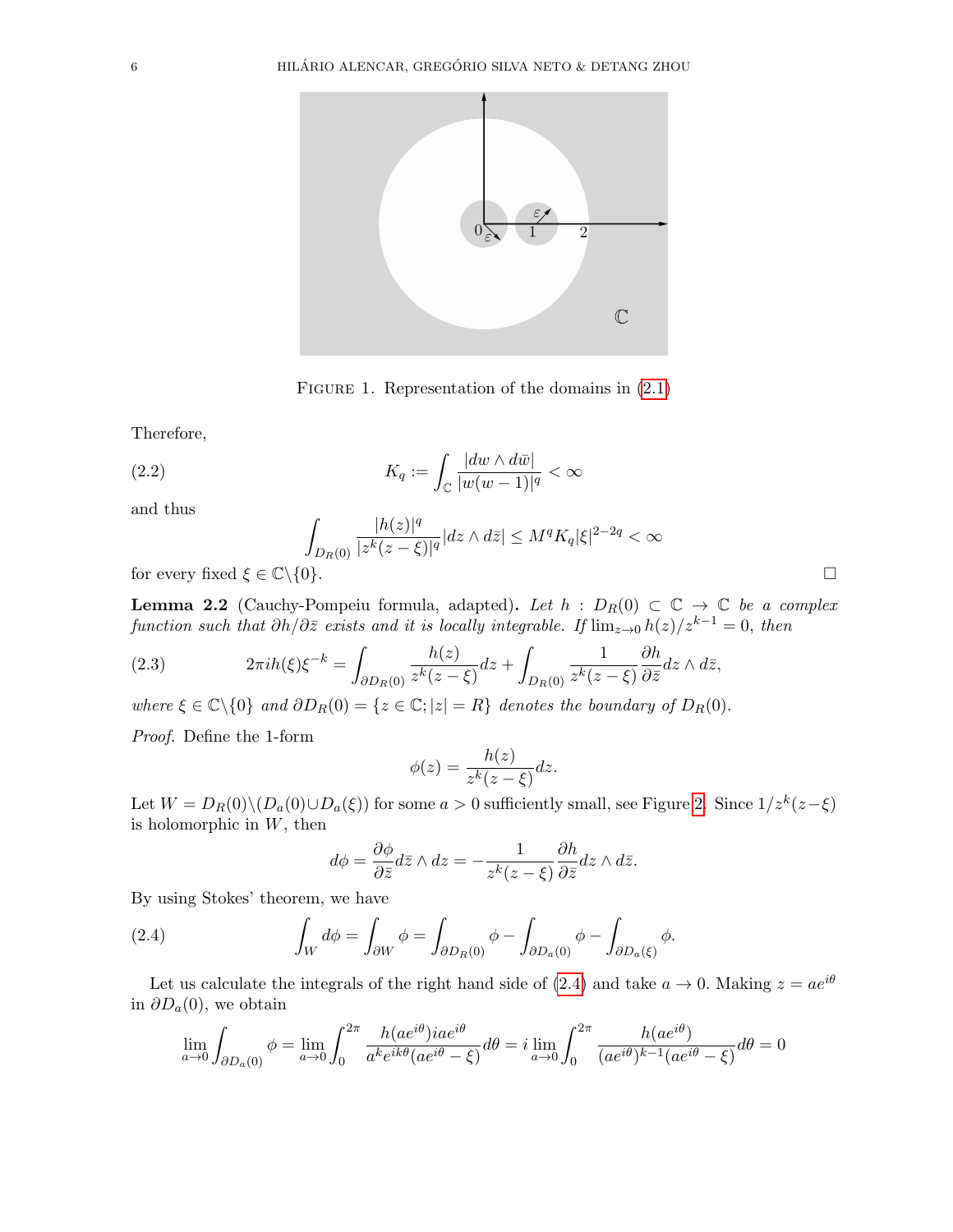FIGURE 1. Representation of the domains in (2.1)

Therefore,

$$K_q := \int_{\mathbb{C}} \frac{|dw \wedge d\bar{w}|}{|w(w-1)|^q} < \infty \tag{2.2}$$

and thus

$$\int_{D_R(0)} \frac{|h(z)|^q}{|z^k(z-\xi)|^q} |dz \wedge d\bar{z}| \leq M^q K_q |\xi|^{2-2q} < \infty$$

for every fixed $\xi \in \mathbb{C}\backslash\{0\}$. □

**Lemma 2.2** (Cauchy-Pompeiu formula, adapted)**.** *Let $h : D_R(0) \subset \mathbb{C} \to \mathbb{C}$ be a complex function such that $\partial h/\partial \bar{z}$ exists and it is locally integrable. If $\lim_{z\to 0} h(z)/z^{k-1} = 0$, then*

$$2\pi i h(\xi)\xi^{-k} = \int_{\partial D_R(0)} \frac{h(z)}{z^k(z-\xi)} dz + \int_{D_R(0)} \frac{1}{z^k(z-\xi)} \frac{\partial h}{\partial \bar{z}} dz \wedge d\bar{z}, \tag{2.3}$$

*where $\xi \in \mathbb{C}\backslash\{0\}$ and $\partial D_R(0) = \{z \in \mathbb{C}; |z| = R\}$ denotes the boundary of $D_R(0)$.*

*Proof.* Define the 1-form

$$\phi(z) = \frac{h(z)}{z^k(z-\xi)} dz.$$

Let $W = D_R(0)\backslash(D_a(0) \cup D_a(\xi))$ for some $a > 0$ sufficiently small, see Figure 2. Since $1/z^k(z-\xi)$ is holomorphic in $W$, then

$$d\phi = \frac{\partial \phi}{\partial \bar{z}} d\bar{z} \wedge dz = -\frac{1}{z^k(z-\xi)} \frac{\partial h}{\partial \bar{z}} dz \wedge d\bar{z}.$$

By using Stokes' theorem, we have

$$\int_W d\phi = \int_{\partial W} \phi = \int_{\partial D_R(0)} \phi - \int_{\partial D_a(0)} \phi - \int_{\partial D_a(\xi)} \phi. \tag{2.4}$$

Let us calculate the integrals of the right hand side of (2.4) and take $a \to 0$. Making $z = ae^{i\theta}$ in $\partial D_a(0)$, we obtain

$$\lim_{a\to 0} \int_{\partial D_a(0)} \phi = \lim_{a\to 0} \int_0^{2\pi} \frac{h(ae^{i\theta}) i a e^{i\theta}}{a^k e^{ik\theta}(ae^{i\theta} - \xi)} d\theta = i \lim_{a\to 0} \int_0^{2\pi} \frac{h(ae^{i\theta})}{(ae^{i\theta})^{k-1}(ae^{i\theta} - \xi)} d\theta = 0$$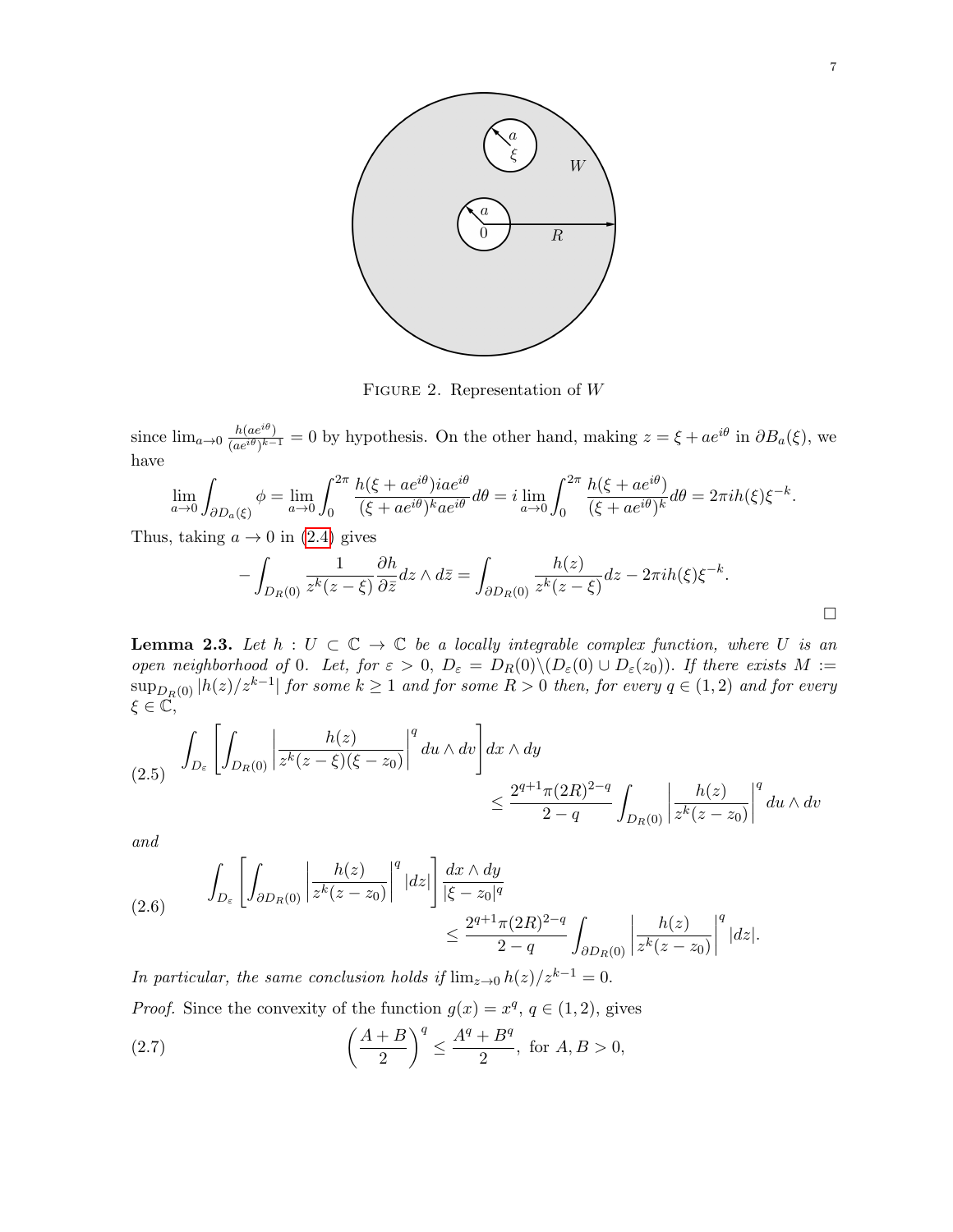FIGURE 2. Representation of $W$

since $\lim_{a\to 0} \frac{h(ae^{i\theta})}{(ae^{i\theta})^{k-1}} = 0$ by hypothesis. On the other hand, making $z = \xi + ae^{i\theta}$ in $\partial B_a(\xi)$, we have

$$\lim_{a\to 0} \int_{\partial D_a(\xi)} \phi = \lim_{a\to 0} \int_0^{2\pi} \frac{h(\xi + ae^{i\theta}) iae^{i\theta}}{(\xi + ae^{i\theta})^k ae^{i\theta}} d\theta = i \lim_{a\to 0} \int_0^{2\pi} \frac{h(\xi + ae^{i\theta})}{(\xi + ae^{i\theta})^k} d\theta = 2\pi i h(\xi)\xi^{-k}.$$

Thus, taking $a \to 0$ in (2.4) gives

$$-\int_{D_R(0)} \frac{1}{z^k(z-\xi)} \frac{\partial h}{\partial \bar{z}} dz \wedge d\bar{z} = \int_{\partial D_R(0)} \frac{h(z)}{z^k(z-\xi)} dz - 2\pi i h(\xi)\xi^{-k}.$$

□

**Lemma 2.3.** *Let $h : U \subset \mathbb{C} \to \mathbb{C}$ be a locally integrable complex function, where $U$ is an open neighborhood of 0. Let, for $\varepsilon > 0$, $D_\varepsilon = D_R(0) \backslash (D_\varepsilon(0) \cup D_\varepsilon(z_0))$. If there exists $M := \sup_{D_R(0)} |h(z)/z^{k-1}|$ for some $k \geq 1$ and for some $R > 0$ then, for every $q \in (1, 2)$ and for every $\xi \in \mathbb{C}$,*

$$\int_{D_\varepsilon} \left[ \int_{D_R(0)} \left| \frac{h(z)}{z^k(z-\xi)(\xi - z_0)} \right|^q du \wedge dv \right] dx \wedge dy \leq \frac{2^{q+1}\pi (2R)^{2-q}}{2-q} \int_{D_R(0)} \left| \frac{h(z)}{z^k(z-z_0)} \right|^q du \wedge dv \tag{2.5}$$

*and*

$$\int_{D_\varepsilon} \left[ \int_{\partial D_R(0)} \left| \frac{h(z)}{z^k(z-z_0)} \right|^q |dz| \right] \frac{dx \wedge dy}{|\xi - z_0|^q} \leq \frac{2^{q+1}\pi (2R)^{2-q}}{2-q} \int_{\partial D_R(0)} \left| \frac{h(z)}{z^k(z-z_0)} \right|^q |dz|. \tag{2.6}$$

*In particular, the same conclusion holds if $\lim_{z\to 0} h(z)/z^{k-1} = 0$.*

*Proof.* Since the convexity of the function $g(x) = x^q$, $q \in (1, 2)$, gives

$$\left( \frac{A+B}{2} \right)^q \leq \frac{A^q + B^q}{2}, \text{ for } A, B > 0, \tag{2.7}$$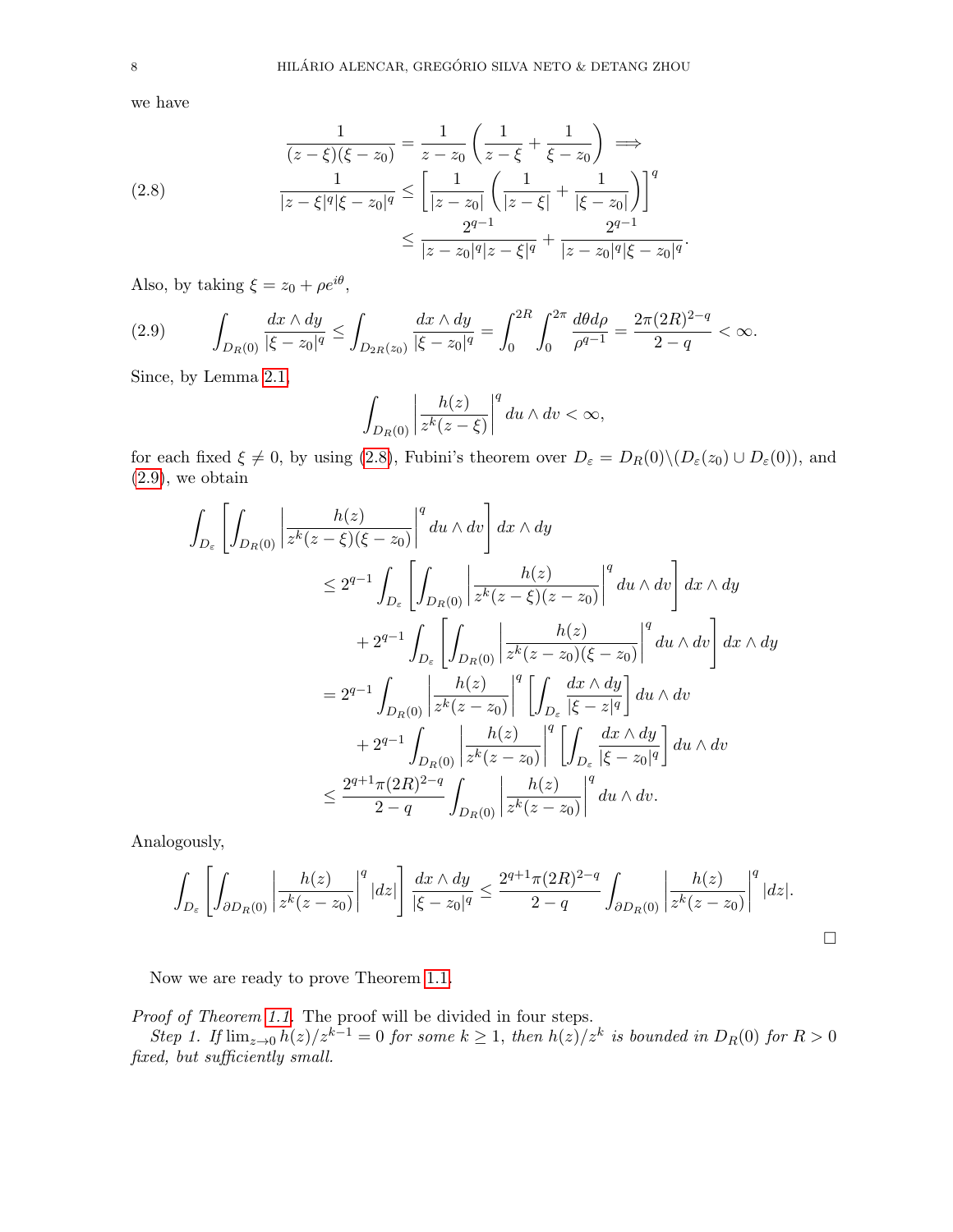we have

$$
\begin{aligned}
&\frac{1}{(z-\xi)(\xi-z_0)} = \frac{1}{z-z_0}\left(\frac{1}{z-\xi}+\frac{1}{\xi-z_0}\right) \implies \\
&\frac{1}{|z-\xi|^q|\xi-z_0|^q} \le \left[\frac{1}{|z-z_0|}\left(\frac{1}{|z-\xi|}+\frac{1}{|\xi-z_0|}\right)\right]^q \\
&\qquad\qquad \le \frac{2^{q-1}}{|z-z_0|^q|z-\xi|^q}+\frac{2^{q-1}}{|z-z_0|^q|\xi-z_0|^q}.
\end{aligned} \tag{2.8}
$$

Also, by taking $\xi = z_0 + \rho e^{i\theta}$,

$$
\int_{D_R(0)} \frac{dx\wedge dy}{|\xi - z_0|^q} \le \int_{D_{2R}(z_0)} \frac{dx\wedge dy}{|\xi - z_0|^q} = \int_0^{2R}\int_0^{2\pi}\frac{d\theta d\rho}{\rho^{q-1}} = \frac{2\pi(2R)^{2-q}}{2-q} < \infty. \tag{2.9}
$$

Since, by Lemma 2.1,

$$
\int_{D_R(0)}\left|\frac{h(z)}{z^k(z-\xi)}\right|^q du\wedge dv < \infty,
$$

for each fixed $\xi \neq 0$, by using (2.8), Fubini's theorem over $D_\varepsilon = D_R(0)\backslash(D_\varepsilon(z_0)\cup D_\varepsilon(0))$, and (2.9), we obtain

$$
\begin{aligned}
\int_{D_\varepsilon}&\left[\int_{D_R(0)}\left|\frac{h(z)}{z^k(z-\xi)(\xi-z_0)}\right|^q du\wedge dv\right]dx\wedge dy \\
&\le 2^{q-1}\int_{D_\varepsilon}\left[\int_{D_R(0)}\left|\frac{h(z)}{z^k(z-\xi)(z-z_0)}\right|^q du\wedge dv\right]dx\wedge dy \\
&\quad + 2^{q-1}\int_{D_\varepsilon}\left[\int_{D_R(0)}\left|\frac{h(z)}{z^k(z-z_0)(\xi-z_0)}\right|^q du\wedge dv\right]dx\wedge dy \\
&= 2^{q-1}\int_{D_R(0)}\left|\frac{h(z)}{z^k(z-z_0)}\right|^q\left[\int_{D_\varepsilon}\frac{dx\wedge dy}{|\xi-z|^q}\right]du\wedge dv \\
&\quad + 2^{q-1}\int_{D_R(0)}\left|\frac{h(z)}{z^k(z-z_0)}\right|^q\left[\int_{D_\varepsilon}\frac{dx\wedge dy}{|\xi-z_0|^q}\right]du\wedge dv \\
&\le \frac{2^{q+1}\pi(2R)^{2-q}}{2-q}\int_{D_R(0)}\left|\frac{h(z)}{z^k(z-z_0)}\right|^q du\wedge dv.
\end{aligned}
$$

Analogously,

$$
\int_{D_\varepsilon}\left[\int_{\partial D_R(0)}\left|\frac{h(z)}{z^k(z-z_0)}\right|^q|dz|\right]\frac{dx\wedge dy}{|\xi-z_0|^q} \le \frac{2^{q+1}\pi(2R)^{2-q}}{2-q}\int_{\partial D_R(0)}\left|\frac{h(z)}{z^k(z-z_0)}\right|^q|dz|.
$$

□

Now we are ready to prove Theorem 1.1.

*Proof of Theorem 1.1.* The proof will be divided in four steps.

*Step 1. If $\lim_{z\to 0} h(z)/z^{k-1} = 0$ for some $k \ge 1$, then $h(z)/z^k$ is bounded in $D_R(0)$ for $R > 0$ fixed, but sufficiently small.*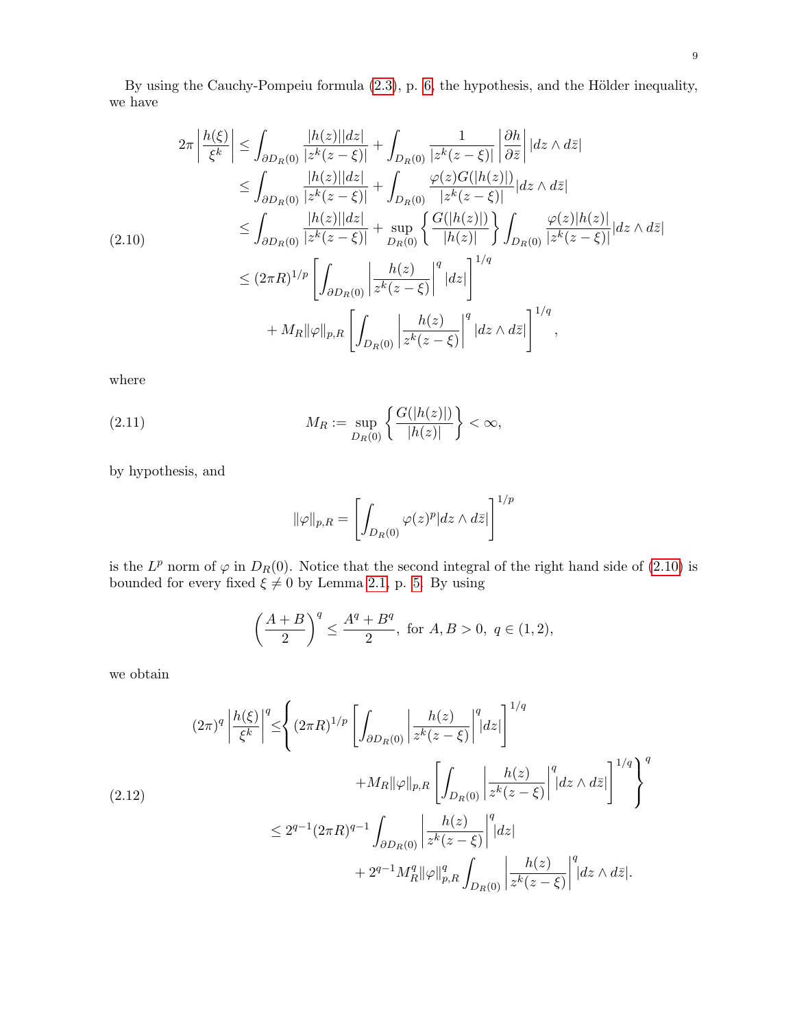By using the Cauchy-Pompeiu formula (2.3), p. 6, the hypothesis, and the Hölder inequality, we have

$$
\begin{aligned}
2\pi \left| \frac{h(\xi)}{\xi^k} \right| &\leq \int_{\partial D_R(0)} \frac{|h(z)||dz|}{|z^k(z-\xi)|} + \int_{D_R(0)} \frac{1}{|z^k(z-\xi)|} \left| \frac{\partial h}{\partial \bar{z}} \right| |dz \wedge d\bar{z}| \\
&\leq \int_{\partial D_R(0)} \frac{|h(z)||dz|}{|z^k(z-\xi)|} + \int_{D_R(0)} \frac{\varphi(z) G(|h(z)|)}{|z^k(z-\xi)|} |dz \wedge d\bar{z}| \\
&\leq \int_{\partial D_R(0)} \frac{|h(z)||dz|}{|z^k(z-\xi)|} + \sup_{D_R(0)} \left\{ \frac{G(|h(z)|)}{|h(z)|} \right\} \int_{D_R(0)} \frac{\varphi(z)|h(z)|}{|z^k(z-\xi)|} |dz \wedge d\bar{z}| \\
&\leq (2\pi R)^{1/p} \left[ \int_{\partial D_R(0)} \left| \frac{h(z)}{z^k(z-\xi)} \right|^q |dz| \right]^{1/q} \\
&\quad + M_R \|\varphi\|_{p,R} \left[ \int_{D_R(0)} \left| \frac{h(z)}{z^k(z-\xi)} \right|^q |dz \wedge d\bar{z}| \right]^{1/q},
\end{aligned}
\tag{2.10}
$$

where

$$
M_R := \sup_{D_R(0)} \left\{ \frac{G(|h(z)|)}{|h(z)|} \right\} < \infty,
\tag{2.11}
$$

by hypothesis, and

$$
\|\varphi\|_{p,R} = \left[ \int_{D_R(0)} \varphi(z)^p |dz \wedge d\bar{z}| \right]^{1/p}
$$

is the $L^p$ norm of $\varphi$ in $D_R(0)$. Notice that the second integral of the right hand side of (2.10) is bounded for every fixed $\xi \neq 0$ by Lemma 2.1, p. 5. By using

$$
\left( \frac{A+B}{2} \right)^q \leq \frac{A^q + B^q}{2}, \text{ for } A, B > 0, \ q \in (1,2),
$$

we obtain

$$
\begin{aligned}
(2\pi)^q \left| \frac{h(\xi)}{\xi^k} \right|^q &\leq \left\{ (2\pi R)^{1/p} \left[ \int_{\partial D_R(0)} \left| \frac{h(z)}{z^k(z-\xi)} \right|^q |dz| \right]^{1/q} \right. \\
&\qquad \left. + M_R \|\varphi\|_{p,R} \left[ \int_{D_R(0)} \left| \frac{h(z)}{z^k(z-\xi)} \right|^q |dz \wedge d\bar{z}| \right]^{1/q} \right\}^q \\
&\leq 2^{q-1} (2\pi R)^{q-1} \int_{\partial D_R(0)} \left| \frac{h(z)}{z^k(z-\xi)} \right|^q |dz| \\
&\qquad + 2^{q-1} M_R^q \|\varphi\|_{p,R}^q \int_{D_R(0)} \left| \frac{h(z)}{z^k(z-\xi)} \right|^q |dz \wedge d\bar{z}|.
\end{aligned}
\tag{2.12}
$$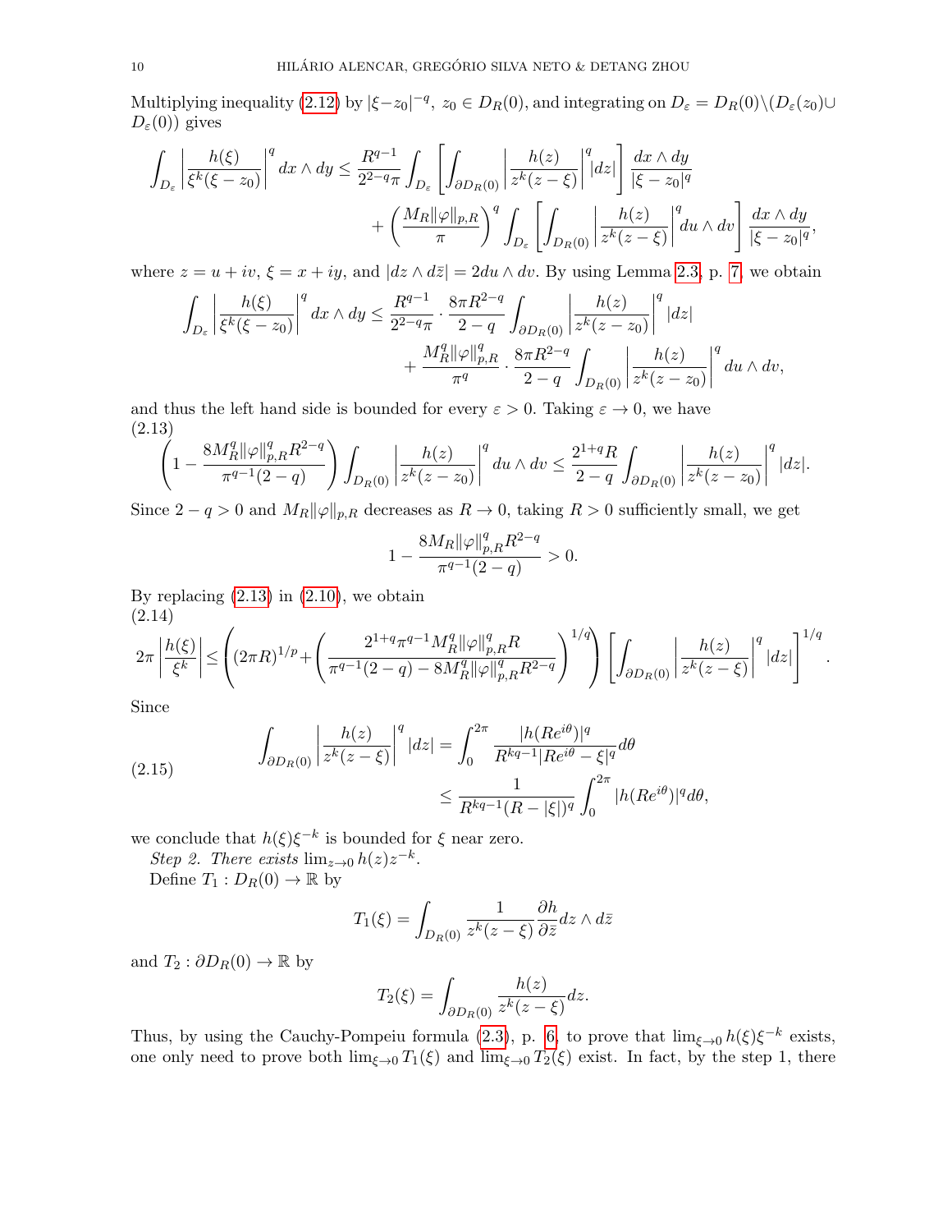Multiplying inequality (2.12) by $|\xi - z_0|^{-q}$, $z_0 \in D_R(0)$, and integrating on $D_\varepsilon = D_R(0)\backslash(D_\varepsilon(z_0)\cup D_\varepsilon(0))$ gives

$$\int_{D_\varepsilon}\left|\frac{h(\xi)}{\xi^k(\xi - z_0)}\right|^q dx\wedge dy \le \frac{R^{q-1}}{2^{2-q}\pi}\int_{D_\varepsilon}\left[\int_{\partial D_R(0)}\left|\frac{h(z)}{z^k(z-\xi)}\right|^q |dz|\right]\frac{dx\wedge dy}{|\xi - z_0|^q}$$
$$+\left(\frac{M_R\|\varphi\|_{p,R}}{\pi}\right)^q\int_{D_\varepsilon}\left[\int_{D_R(0)}\left|\frac{h(z)}{z^k(z-\xi)}\right|^q du\wedge dv\right]\frac{dx\wedge dy}{|\xi - z_0|^q},$$

where $z = u + iv$, $\xi = x + iy$, and $|dz\wedge d\bar{z}| = 2du\wedge dv$. By using Lemma 2.3, p. 7, we obtain

$$\int_{D_\varepsilon}\left|\frac{h(\xi)}{\xi^k(\xi - z_0)}\right|^q dx\wedge dy \le \frac{R^{q-1}}{2^{2-q}\pi}\cdot\frac{8\pi R^{2-q}}{2-q}\int_{\partial D_R(0)}\left|\frac{h(z)}{z^k(z-z_0)}\right|^q |dz|$$
$$+\frac{M_R^q\|\varphi\|_{p,R}^q}{\pi^q}\cdot\frac{8\pi R^{2-q}}{2-q}\int_{D_R(0)}\left|\frac{h(z)}{z^k(z-z_0)}\right|^q du\wedge dv,$$

and thus the left hand side is bounded for every $\varepsilon > 0$. Taking $\varepsilon \to 0$, we have

$$\left(1 - \frac{8M_R^q\|\varphi\|_{p,R}^q R^{2-q}}{\pi^{q-1}(2-q)}\right)\int_{D_R(0)}\left|\frac{h(z)}{z^k(z-z_0)}\right|^q du\wedge dv \le \frac{2^{1+q}R}{2-q}\int_{\partial D_R(0)}\left|\frac{h(z)}{z^k(z-z_0)}\right|^q |dz|. \tag{2.13}$$

Since $2 - q > 0$ and $M_R\|\varphi\|_{p,R}$ decreases as $R \to 0$, taking $R > 0$ sufficiently small, we get

$$1 - \frac{8M_R\|\varphi\|_{p,R}^q R^{2-q}}{\pi^{q-1}(2-q)} > 0.$$

By replacing (2.13) in (2.10), we obtain

$$2\pi\left|\frac{h(\xi)}{\xi^k}\right| \le \left((2\pi R)^{1/p} + \left(\frac{2^{1+q}\pi^{q-1}M_R^q\|\varphi\|_{p,R}^q R}{\pi^{q-1}(2-q) - 8M_R^q\|\varphi\|_{p,R}^q R^{2-q}}\right)^{1/q}\right)\left[\int_{\partial D_R(0)}\left|\frac{h(z)}{z^k(z-\xi)}\right|^q |dz|\right]^{1/q}. \tag{2.14}$$

Since

$$\int_{\partial D_R(0)}\left|\frac{h(z)}{z^k(z-\xi)}\right|^q |dz| = \int_0^{2\pi}\frac{|h(Re^{i\theta})|^q}{R^{kq-1}|Re^{i\theta} - \xi|^q}d\theta \le \frac{1}{R^{kq-1}(R - |\xi|)^q}\int_0^{2\pi}|h(Re^{i\theta})|^q d\theta, \tag{2.15}$$

we conclude that $h(\xi)\xi^{-k}$ is bounded for $\xi$ near zero.

*Step 2. There exists* $\lim_{z\to 0} h(z)z^{-k}$.

Define $T_1 : D_R(0) \to \mathbb{R}$ by

$$T_1(\xi) = \int_{D_R(0)}\frac{1}{z^k(z-\xi)}\frac{\partial h}{\partial \bar{z}}dz\wedge d\bar{z}$$

and $T_2 : \partial D_R(0) \to \mathbb{R}$ by

$$T_2(\xi) = \int_{\partial D_R(0)}\frac{h(z)}{z^k(z-\xi)}dz.$$

Thus, by using the Cauchy-Pompeiu formula (2.3), p. 6, to prove that $\lim_{\xi\to 0} h(\xi)\xi^{-k}$ exists, one only need to prove both $\lim_{\xi\to 0} T_1(\xi)$ and $\lim_{\xi\to 0} T_2(\xi)$ exist. In fact, by the step 1, there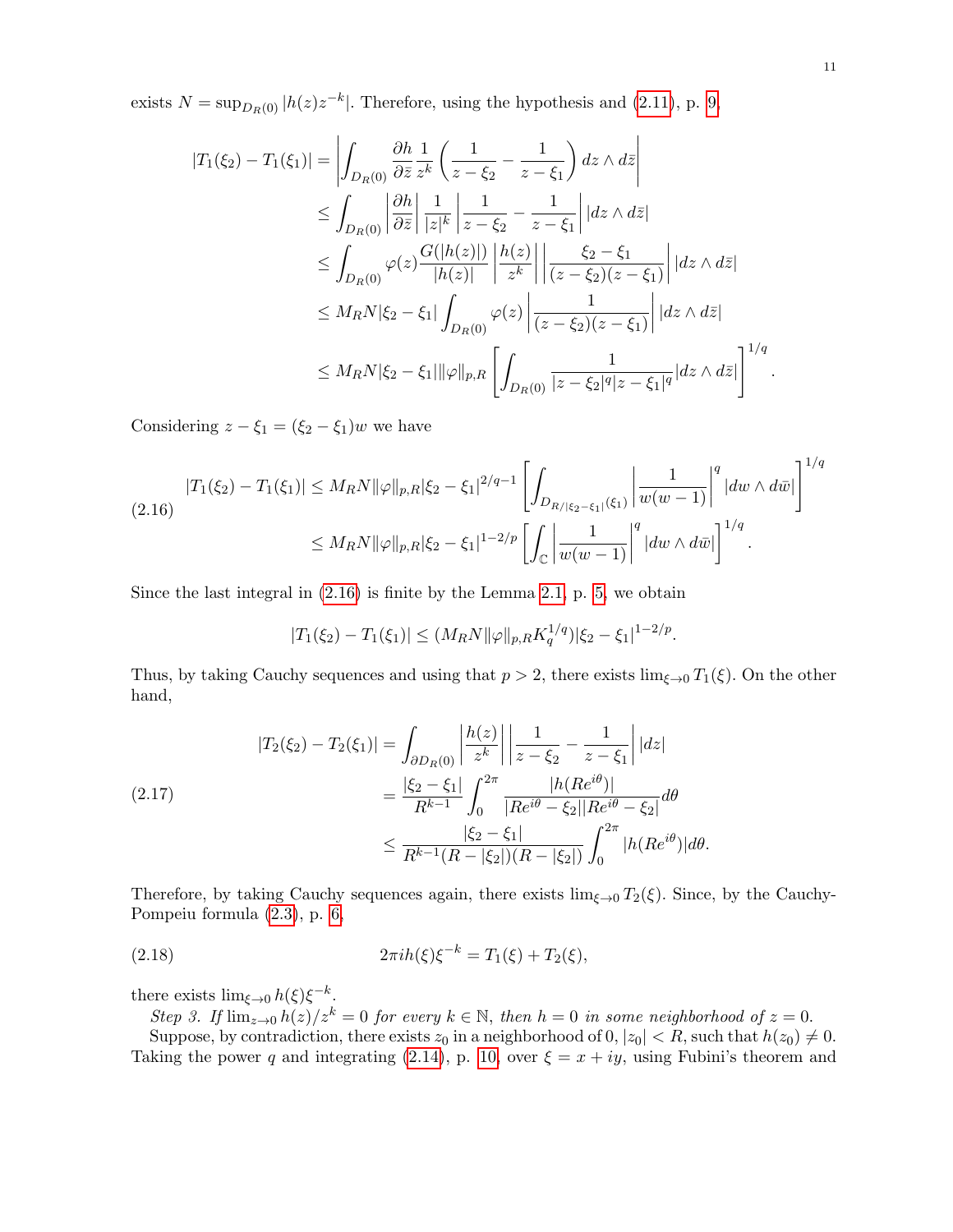exists $N = \sup_{D_R(0)} |h(z)z^{-k}|$. Therefore, using the hypothesis and (2.11), p. 9,

$$
\begin{aligned}
|T_1(\xi_2) - T_1(\xi_1)| &= \left| \int_{D_R(0)} \frac{\partial h}{\partial \bar{z}} \frac{1}{z^k} \left( \frac{1}{z-\xi_2} - \frac{1}{z-\xi_1} \right) dz \wedge d\bar{z} \right| \\
&\leq \int_{D_R(0)} \left| \frac{\partial h}{\partial \bar{z}} \right| \frac{1}{|z|^k} \left| \frac{1}{z-\xi_2} - \frac{1}{z-\xi_1} \right| |dz \wedge d\bar{z}| \\
&\leq \int_{D_R(0)} \varphi(z) \frac{G(|h(z)|)}{|h(z)|} \left| \frac{h(z)}{z^k} \right| \left| \frac{\xi_2 - \xi_1}{(z-\xi_2)(z-\xi_1)} \right| |dz \wedge d\bar{z}| \\
&\leq M_R N |\xi_2 - \xi_1| \int_{D_R(0)} \varphi(z) \left| \frac{1}{(z-\xi_2)(z-\xi_1)} \right| |dz \wedge d\bar{z}| \\
&\leq M_R N |\xi_2 - \xi_1| \|\varphi\|_{p,R} \left[ \int_{D_R(0)} \frac{1}{|z-\xi_2|^q |z-\xi_1|^q} |dz \wedge d\bar{z}| \right]^{1/q}.
\end{aligned}
$$

Considering $z - \xi_1 = (\xi_2 - \xi_1)w$ we have

$$
\begin{aligned}
|T_1(\xi_2) - T_1(\xi_1)| &\leq M_R N \|\varphi\|_{p,R} |\xi_2 - \xi_1|^{2/q - 1} \left[ \int_{D_{R/|\xi_2 - \xi_1|}(\xi_1)} \left| \frac{1}{w(w-1)} \right|^q |dw \wedge d\bar{w}| \right]^{1/q} \\
&\leq M_R N \|\varphi\|_{p,R} |\xi_2 - \xi_1|^{1-2/p} \left[ \int_{\mathbb{C}} \left| \frac{1}{w(w-1)} \right|^q |dw \wedge d\bar{w}| \right]^{1/q}.
\end{aligned} \tag{2.16}
$$

Since the last integral in (2.16) is finite by the Lemma 2.1, p. 5, we obtain

$$
|T_1(\xi_2) - T_1(\xi_1)| \leq (M_R N \|\varphi\|_{p,R} K_q^{1/q}) |\xi_2 - \xi_1|^{1-2/p}.
$$

Thus, by taking Cauchy sequences and using that $p > 2$, there exists $\lim_{\xi \to 0} T_1(\xi)$. On the other hand,

$$
\begin{aligned}
|T_2(\xi_2) - T_2(\xi_1)| &= \int_{\partial D_R(0)} \left| \frac{h(z)}{z^k} \right| \left| \frac{1}{z-\xi_2} - \frac{1}{z-\xi_1} \right| |dz| \\
&= \frac{|\xi_2 - \xi_1|}{R^{k-1}} \int_0^{2\pi} \frac{|h(Re^{i\theta})|}{|Re^{i\theta} - \xi_2||Re^{i\theta} - \xi_2|} d\theta \\
&\leq \frac{|\xi_2 - \xi_1|}{R^{k-1}(R - |\xi_2|)(R - |\xi_2|)} \int_0^{2\pi} |h(Re^{i\theta})| d\theta.
\end{aligned} \tag{2.17}
$$

Therefore, by taking Cauchy sequences again, there exists $\lim_{\xi \to 0} T_2(\xi)$. Since, by the Cauchy-Pompeiu formula (2.3), p. 6,

$$
2\pi i h(\xi) \xi^{-k} = T_1(\xi) + T_2(\xi), \tag{2.18}
$$

there exists $\lim_{\xi \to 0} h(\xi)\xi^{-k}$.

*Step 3. If $\lim_{z \to 0} h(z)/z^k = 0$ for every $k \in \mathbb{N}$, then $h = 0$ in some neighborhood of $z = 0$.*

Suppose, by contradiction, there exists $z_0$ in a neighborhood of $0$, $|z_0| < R$, such that $h(z_0) \neq 0$. Taking the power $q$ and integrating (2.14), p. 10, over $\xi = x + iy$, using Fubini's theorem and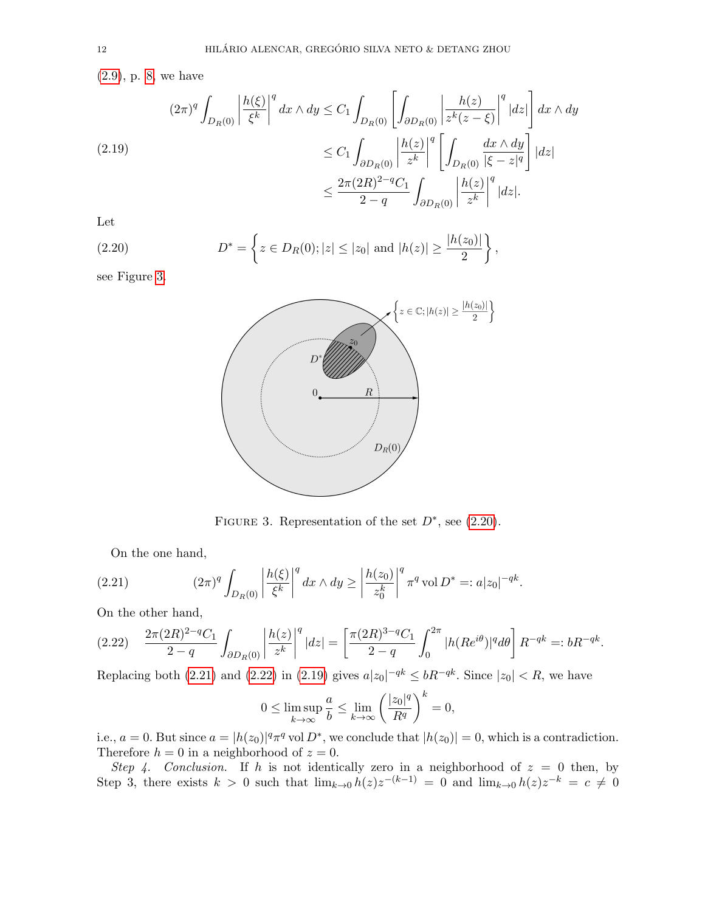(2.9), p. 8, we have

$$
\begin{aligned}
(2\pi)^q \int_{D_R(0)} \left|\frac{h(\xi)}{\xi^k}\right|^q dx\wedge dy &\leq C_1 \int_{D_R(0)} \left[\int_{\partial D_R(0)} \left|\frac{h(z)}{z^k(z-\xi)}\right|^q |dz|\right] dx\wedge dy \\
&\leq C_1 \int_{\partial D_R(0)} \left|\frac{h(z)}{z^k}\right|^q \left[\int_{D_R(0)} \frac{dx\wedge dy}{|\xi - z|^q}\right] |dz| \\
&\leq \frac{2\pi(2R)^{2-q}C_1}{2-q} \int_{\partial D_R(0)} \left|\frac{h(z)}{z^k}\right|^q |dz|.
\end{aligned}
\tag{2.19}
$$

Let

$$
D^* = \left\{ z\in D_R(0); |z|\leq |z_0| \text{ and } |h(z)| \geq \frac{|h(z_0)|}{2}\right\},
\tag{2.20}
$$

see Figure 3.

FIGURE 3. Representation of the set $D^*$, see (2.20).

On the one hand,

$$
(2\pi)^q \int_{D_R(0)} \left|\frac{h(\xi)}{\xi^k}\right|^q dx\wedge dy \geq \left|\frac{h(z_0)}{z_0^k}\right|^q \pi^q \operatorname{vol} D^* =: a|z_0|^{-qk}.
\tag{2.21}
$$

On the other hand,

$$
\frac{2\pi(2R)^{2-q}C_1}{2-q} \int_{\partial D_R(0)} \left|\frac{h(z)}{z^k}\right|^q |dz| = \left[\frac{\pi(2R)^{3-q}C_1}{2-q}\int_0^{2\pi} |h(Re^{i\theta})|^q d\theta\right] R^{-qk} =: bR^{-qk}.
\tag{2.22}
$$

Replacing both (2.21) and (2.22) in (2.19) gives $a|z_0|^{-qk} \leq bR^{-qk}$. Since $|z_0| < R$, we have

$$
0 \leq \limsup_{k\to\infty} \frac{a}{b} \leq \lim_{k\to\infty}\left(\frac{|z_0|^q}{R^q}\right)^k = 0,
$$

i.e., $a = 0$. But since $a = |h(z_0)|^q\pi^q \operatorname{vol} D^*$, we conclude that $|h(z_0)| = 0$, which is a contradiction. Therefore $h = 0$ in a neighborhood of $z = 0$.

*Step 4. Conclusion.* If $h$ is not identically zero in a neighborhood of $z = 0$ then, by Step 3, there exists $k > 0$ such that $\lim_{k\to 0} h(z)z^{-(k-1)} = 0$ and $\lim_{k\to 0} h(z)z^{-k} = c \neq 0$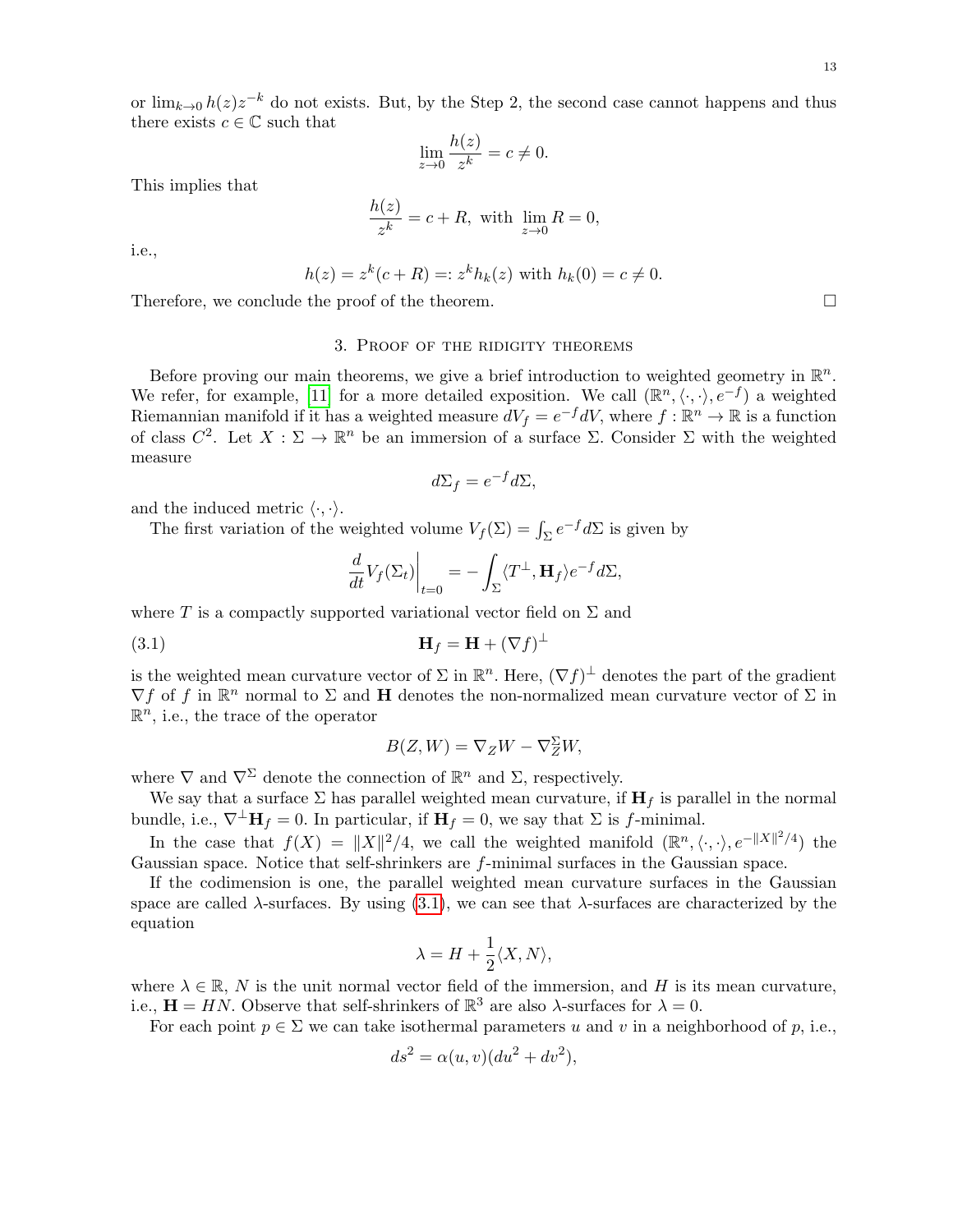or $\lim_{k\to 0} h(z)z^{-k}$ do not exists. But, by the Step 2, the second case cannot happens and thus there exists $c \in \mathbb{C}$ such that

$$\lim_{z\to 0} \frac{h(z)}{z^k} = c \neq 0.$$

This implies that

$$\frac{h(z)}{z^k} = c + R, \text{ with } \lim_{z\to 0} R = 0,$$

i.e.,

$$h(z) = z^k(c + R) =: z^k h_k(z) \text{ with } h_k(0) = c \neq 0.$$

Therefore, we conclude the proof of the theorem. $\square$

## 3. Proof of the ridigity theorems

Before proving our main theorems, we give a brief introduction to weighted geometry in $\mathbb{R}^n$. We refer, for example, [11] for a more detailed exposition. We call $(\mathbb{R}^n, \langle\cdot,\cdot\rangle, e^{-f})$ a weighted Riemannian manifold if it has a weighted measure $dV_f = e^{-f}dV$, where $f : \mathbb{R}^n \to \mathbb{R}$ is a function of class $C^2$. Let $X : \Sigma \to \mathbb{R}^n$ be an immersion of a surface $\Sigma$. Consider $\Sigma$ with the weighted measure

$$d\Sigma_f = e^{-f}d\Sigma,$$

and the induced metric $\langle\cdot,\cdot\rangle$.

The first variation of the weighted volume $V_f(\Sigma) = \int_\Sigma e^{-f}d\Sigma$ is given by

$$\frac{d}{dt}V_f(\Sigma_t)\bigg|_{t=0} = -\int_\Sigma \langle T^\perp, \mathbf{H}_f\rangle e^{-f}d\Sigma,$$

where $T$ is a compactly supported variational vector field on $\Sigma$ and

$$\mathbf{H}_f = \mathbf{H} + (\nabla f)^\perp \tag{3.1}$$

is the weighted mean curvature vector of $\Sigma$ in $\mathbb{R}^n$. Here, $(\nabla f)^\perp$ denotes the part of the gradient $\nabla f$ of $f$ in $\mathbb{R}^n$ normal to $\Sigma$ and $\mathbf{H}$ denotes the non-normalized mean curvature vector of $\Sigma$ in $\mathbb{R}^n$, i.e., the trace of the operator

$$B(Z, W) = \nabla_Z W - \nabla^\Sigma_Z W,$$

where $\nabla$ and $\nabla^\Sigma$ denote the connection of $\mathbb{R}^n$ and $\Sigma$, respectively.

We say that a surface $\Sigma$ has parallel weighted mean curvature, if $\mathbf{H}_f$ is parallel in the normal bundle, i.e., $\nabla^\perp \mathbf{H}_f = 0$. In particular, if $\mathbf{H}_f = 0$, we say that $\Sigma$ is $f$-minimal.

In the case that $f(X) = \|X\|^2/4$, we call the weighted manifold $(\mathbb{R}^n, \langle\cdot,\cdot\rangle, e^{-\|X\|^2/4})$ the Gaussian space. Notice that self-shrinkers are $f$-minimal surfaces in the Gaussian space.

If the codimension is one, the parallel weighted mean curvature surfaces in the Gaussian space are called $\lambda$-surfaces. By using (3.1), we can see that $\lambda$-surfaces are characterized by the equation

$$\lambda = H + \frac{1}{2}\langle X, N\rangle,$$

where $\lambda \in \mathbb{R}$, $N$ is the unit normal vector field of the immersion, and $H$ is its mean curvature, i.e., $\mathbf{H} = HN$. Observe that self-shrinkers of $\mathbb{R}^3$ are also $\lambda$-surfaces for $\lambda = 0$.

For each point $p \in \Sigma$ we can take isothermal parameters $u$ and $v$ in a neighborhood of $p$, i.e.,

$$ds^2 = \alpha(u, v)(du^2 + dv^2),$$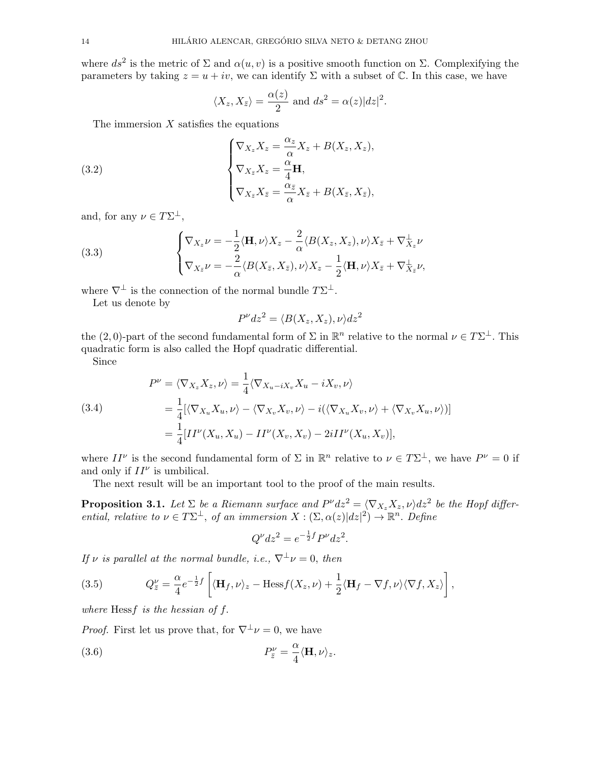where $ds^2$ is the metric of $\Sigma$ and $\alpha(u,v)$ is a positive smooth function on $\Sigma$. Complexifying the parameters by taking $z = u + iv$, we can identify $\Sigma$ with a subset of $\mathbb{C}$. In this case, we have

$$\langle X_z, X_{\bar{z}}\rangle = \frac{\alpha(z)}{2} \text{ and } ds^2 = \alpha(z)|dz|^2.$$

The immersion $X$ satisfies the equations

$$\begin{cases} \nabla_{X_z} X_z = \dfrac{\alpha_z}{\alpha} X_z + B(X_z, X_z), \\ \nabla_{X_{\bar{z}}} X_z = \dfrac{\alpha}{4}\mathbf{H}, \\ \nabla_{X_{\bar{z}}} X_{\bar{z}} = \dfrac{\alpha_{\bar{z}}}{\alpha} X_{\bar{z}} + B(X_{\bar{z}}, X_{\bar{z}}), \end{cases} \tag{3.2}$$

and, for any $\nu \in T\Sigma^{\perp}$,

$$\begin{cases} \nabla_{X_z} \nu = -\dfrac{1}{2}\langle \mathbf{H}, \nu\rangle X_z - \dfrac{2}{\alpha}\langle B(X_z, X_z), \nu\rangle X_{\bar{z}} + \nabla^{\perp}_{X_z}\nu \\ \nabla_{X_{\bar{z}}} \nu = -\dfrac{2}{\alpha}\langle B(X_{\bar{z}}, X_{\bar{z}}), \nu\rangle X_z - \dfrac{1}{2}\langle \mathbf{H}, \nu\rangle X_{\bar{z}} + \nabla^{\perp}_{X_{\bar{z}}}\nu, \end{cases} \tag{3.3}$$

where $\nabla^{\perp}$ is the connection of the normal bundle $T\Sigma^{\perp}$.

Let us denote by

$$P^{\nu} dz^2 = \langle B(X_z, X_z), \nu\rangle dz^2$$

the $(2,0)$-part of the second fundamental form of $\Sigma$ in $\mathbb{R}^n$ relative to the normal $\nu \in T\Sigma^{\perp}$. This quadratic form is also called the Hopf quadratic differential.

Since

$$\begin{aligned} P^{\nu} &= \langle \nabla_{X_z} X_z, \nu\rangle = \frac{1}{4}\langle \nabla_{X_u - iX_v} X_u - iX_v, \nu\rangle \\ &= \frac{1}{4}[\langle \nabla_{X_u} X_u, \nu\rangle - \langle \nabla_{X_v} X_v, \nu\rangle - i(\langle \nabla_{X_u} X_v, \nu\rangle + \langle \nabla_{X_v} X_u, \nu\rangle)] \\ &= \frac{1}{4}[II^{\nu}(X_u, X_u) - II^{\nu}(X_v, X_v) - 2iII^{\nu}(X_u, X_v)], \end{aligned} \tag{3.4}$$

where $II^{\nu}$ is the second fundamental form of $\Sigma$ in $\mathbb{R}^n$ relative to $\nu \in T\Sigma^{\perp}$, we have $P^{\nu} = 0$ if and only if $II^{\nu}$ is umbilical.

The next result will be an important tool to the proof of the main results.

**Proposition 3.1.** *Let $\Sigma$ be a Riemann surface and $P^{\nu} dz^2 = \langle \nabla_{X_z} X_z, \nu\rangle dz^2$ be the Hopf differential, relative to $\nu \in T\Sigma^{\perp}$, of an immersion $X : (\Sigma, \alpha(z)|dz|^2) \to \mathbb{R}^n$. Define*

$$Q^{\nu} dz^2 = e^{-\frac{1}{2}f} P^{\nu} dz^2.$$

*If $\nu$ is parallel at the normal bundle, i.e., $\nabla^{\perp}\nu = 0$, then*

$$Q^{\nu}_{\bar{z}} = \frac{\alpha}{4} e^{-\frac{1}{2}f}\left[\langle \mathbf{H}_f, \nu\rangle_z - \mathrm{Hess} f(X_z, \nu) + \frac{1}{2}\langle \mathbf{H}_f - \nabla f, \nu\rangle\langle \nabla f, X_z\rangle\right], \tag{3.5}$$

*where* $\mathrm{Hess} f$ *is the hessian of* $f$.

*Proof.* First let us prove that, for $\nabla^{\perp}\nu = 0$, we have

$$P^{\nu}_{\bar{z}} = \frac{\alpha}{4}\langle \mathbf{H}, \nu\rangle_z. \tag{3.6}$$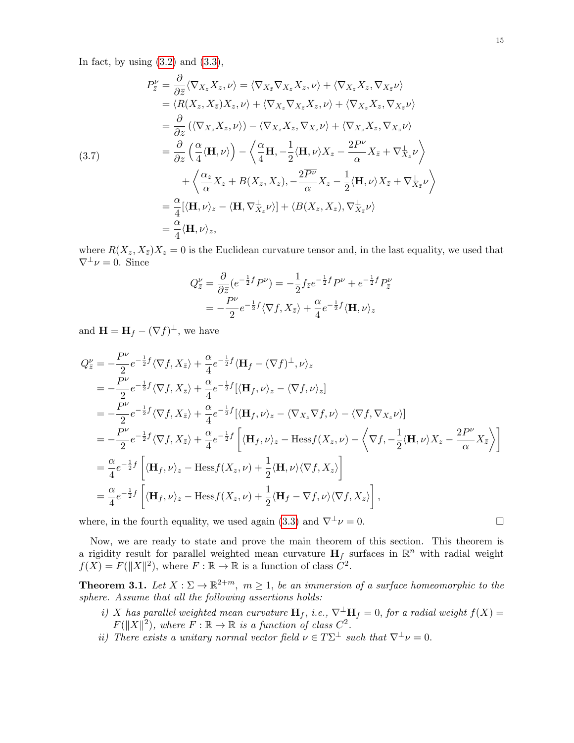In fact, by using (3.2) and (3.3),

$$
\begin{aligned}
P^{\nu}_{\bar z} &= \frac{\partial}{\partial \bar z}\langle \nabla_{X_z} X_z, \nu\rangle = \langle \nabla_{X_{\bar z}} \nabla_{X_z} X_z, \nu\rangle + \langle \nabla_{X_z} X_z, \nabla_{X_{\bar z}} \nu\rangle \\
&= \langle R(X_z, X_{\bar z})X_z, \nu\rangle + \langle \nabla_{X_z} \nabla_{X_{\bar z}} X_z, \nu\rangle + \langle \nabla_{X_z} X_z, \nabla_{X_{\bar z}} \nu\rangle \\
&= \frac{\partial}{\partial z}\left(\langle \nabla_{X_{\bar z}} X_z, \nu\rangle\right) - \langle \nabla_{X_{\bar z}} X_z, \nabla_{X_z}\nu\rangle + \langle \nabla_{X_z} X_z, \nabla_{X_{\bar z}} \nu\rangle \\
&= \frac{\partial}{\partial z}\left(\frac{\alpha}{4}\langle \mathbf{H}, \nu\rangle\right) - \left\langle \frac{\alpha}{4}\mathbf{H}, -\frac{1}{2}\langle \mathbf{H}, \nu\rangle X_z - \frac{2P^{\nu}}{\alpha} X_{\bar z} + \nabla^{\perp}_{X_z}\nu \right\rangle \\
&\quad + \left\langle \frac{\alpha_z}{\alpha} X_z + B(X_z, X_z), -\frac{2\overline{P^{\nu}}}{\alpha} X_z - \frac{1}{2}\langle \mathbf{H}, \nu\rangle X_{\bar z} + \nabla^{\perp}_{X_{\bar z}}\nu \right\rangle \\
&= \frac{\alpha}{4}[\langle \mathbf{H}, \nu\rangle_z - \langle \mathbf{H}, \nabla^{\perp}_{X_z}\nu\rangle] + \langle B(X_z, X_z), \nabla^{\perp}_{X_{\bar z}}\nu\rangle \\
&= \frac{\alpha}{4}\langle \mathbf{H}, \nu\rangle_z,
\end{aligned}
\tag{3.7}
$$

where $R(X_z, X_{\bar z})X_z = 0$ is the Euclidean curvature tensor and, in the last equality, we used that $\nabla^{\perp}\nu = 0$. Since

$$
\begin{aligned}
Q^{\nu}_{\bar z} = \frac{\partial}{\partial \bar z}(e^{-\frac{1}{2}f} P^{\nu}) &= -\frac{1}{2} f_{\bar z} e^{-\frac{1}{2}f} P^{\nu} + e^{-\frac{1}{2}f} P^{\nu}_{\bar z} \\
&= -\frac{P^{\nu}}{2} e^{-\frac{1}{2}f}\langle \nabla f, X_{\bar z}\rangle + \frac{\alpha}{4} e^{-\frac{1}{2}f}\langle \mathbf{H}, \nu\rangle_z
\end{aligned}
$$

and $\mathbf{H} = \mathbf{H}_f - (\nabla f)^{\perp}$, we have

$$
\begin{aligned}
Q^{\nu}_{\bar z} &= -\frac{P^{\nu}}{2} e^{-\frac{1}{2}f}\langle \nabla f, X_{\bar z}\rangle + \frac{\alpha}{4} e^{-\frac{1}{2}f}\langle \mathbf{H}_f - (\nabla f)^{\perp}, \nu\rangle_z \\
&= -\frac{P^{\nu}}{2} e^{-\frac{1}{2}f}\langle \nabla f, X_{\bar z}\rangle + \frac{\alpha}{4} e^{-\frac{1}{2}f}[\langle \mathbf{H}_f, \nu\rangle_z - \langle \nabla f, \nu\rangle_z] \\
&= -\frac{P^{\nu}}{2} e^{-\frac{1}{2}f}\langle \nabla f, X_{\bar z}\rangle + \frac{\alpha}{4} e^{-\frac{1}{2}f}[\langle \mathbf{H}_f, \nu\rangle_z - \langle \nabla_{X_z}\nabla f, \nu\rangle - \langle \nabla f, \nabla_{X_z}\nu\rangle] \\
&= -\frac{P^{\nu}}{2} e^{-\frac{1}{2}f}\langle \nabla f, X_{\bar z}\rangle + \frac{\alpha}{4} e^{-\frac{1}{2}f}\left[\langle \mathbf{H}_f, \nu\rangle_z - \mathrm{Hess} f(X_z, \nu) - \left\langle \nabla f, -\frac{1}{2}\langle \mathbf{H}, \nu\rangle X_z - \frac{2P^{\nu}}{\alpha} X_{\bar z}\right\rangle\right] \\
&= \frac{\alpha}{4} e^{-\frac{1}{2}f}\left[\langle \mathbf{H}_f, \nu\rangle_z - \mathrm{Hess} f(X_z, \nu) + \frac{1}{2}\langle \mathbf{H}, \nu\rangle\langle \nabla f, X_z\rangle\right] \\
&= \frac{\alpha}{4} e^{-\frac{1}{2}f}\left[\langle \mathbf{H}_f, \nu\rangle_z - \mathrm{Hess} f(X_z, \nu) + \frac{1}{2}\langle \mathbf{H}_f - \nabla f, \nu\rangle\langle \nabla f, X_z\rangle\right],
\end{aligned}
$$

where, in the fourth equality, we used again (3.3) and $\nabla^{\perp}\nu = 0$. □

Now, we are ready to state and prove the main theorem of this section. This theorem is a rigidity result for parallel weighted mean curvature $\mathbf{H}_f$ surfaces in $\mathbb{R}^n$ with radial weight $f(X) = F(\|X\|^2)$, where $F : \mathbb{R} \to \mathbb{R}$ is a function of class $C^2$.

**Theorem 3.1.** *Let $X : \Sigma \to \mathbb{R}^{2+m}$, $m \geq 1$, be an immersion of a surface homeomorphic to the sphere. Assume that all the following assertions holds:*

*i) $X$ has parallel weighted mean curvature $\mathbf{H}_f$, i.e., $\nabla^{\perp}\mathbf{H}_f = 0$, for a radial weight $f(X) = F(\|X\|^2)$, where $F : \mathbb{R} \to \mathbb{R}$ is a function of class $C^2$.*

*ii) There exists a unitary normal vector field $\nu \in T\Sigma^{\perp}$ such that $\nabla^{\perp}\nu = 0$.*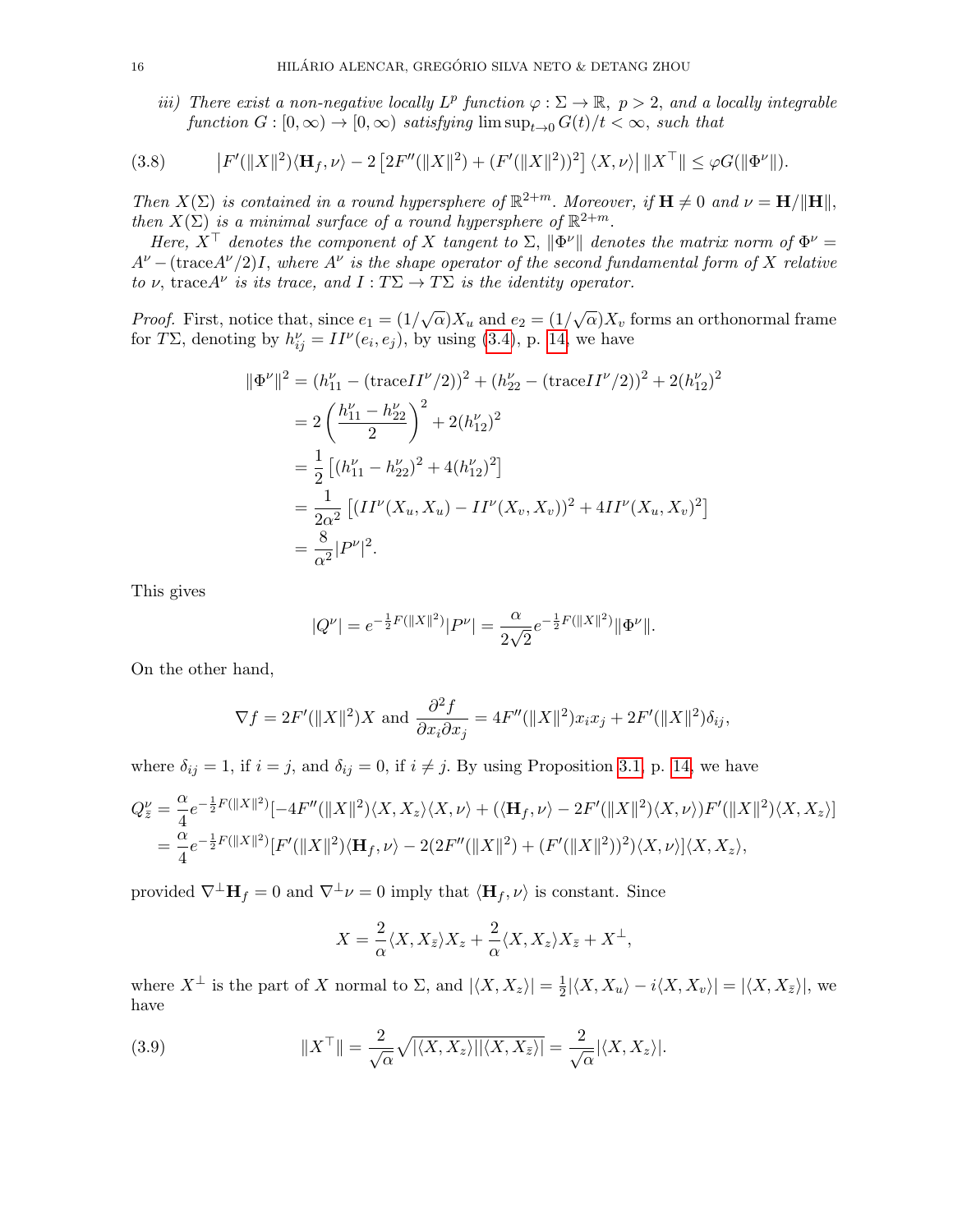*iii) There exist a non-negative locally $L^p$ function $\varphi : \Sigma \to \mathbb{R}$, $p > 2$, and a locally integrable function $G : [0, \infty) \to [0, \infty)$ satisfying $\limsup_{t\to 0} G(t)/t < \infty$, such that*

$$\left|F'(\|X\|^2)\langle \mathbf{H}_f, \nu\rangle - 2\left[2F''(\|X\|^2) + (F'(\|X\|^2))^2\right]\langle X, \nu\rangle\right| \|X^\top\| \leq \varphi G(\|\Phi^\nu\|). \tag{3.8}$$

*Then $X(\Sigma)$ is contained in a round hypersphere of $\mathbb{R}^{2+m}$. Moreover, if $\mathbf{H} \neq 0$ and $\nu = \mathbf{H}/\|\mathbf{H}\|$, then $X(\Sigma)$ is a minimal surface of a round hypersphere of $\mathbb{R}^{2+m}$.*

*Here, $X^\top$ denotes the component of $X$ tangent to $\Sigma$, $\|\Phi^\nu\|$ denotes the matrix norm of $\Phi^\nu = A^\nu - (\mathrm{trace}A^\nu/2)I$, where $A^\nu$ is the shape operator of the second fundamental form of $X$ relative to $\nu$, $\mathrm{trace}A^\nu$ is its trace, and $I : T\Sigma \to T\Sigma$ is the identity operator.*

*Proof.* First, notice that, since $e_1 = (1/\sqrt{\alpha})X_u$ and $e_2 = (1/\sqrt{\alpha})X_v$ forms an orthonormal frame for $T\Sigma$, denoting by $h_{ij}^\nu = II^\nu(e_i, e_j)$, by using (3.4), p. 14, we have

$$\begin{aligned}
\|\Phi^\nu\|^2 &= (h_{11}^\nu - (\mathrm{trace}II^\nu/2))^2 + (h_{22}^\nu - (\mathrm{trace}II^\nu/2))^2 + 2(h_{12}^\nu)^2\\
&= 2\left(\frac{h_{11}^\nu - h_{22}^\nu}{2}\right)^2 + 2(h_{12}^\nu)^2\\
&= \frac{1}{2}\left[(h_{11}^\nu - h_{22}^\nu)^2 + 4(h_{12}^\nu)^2\right]\\
&= \frac{1}{2\alpha^2}\left[(II^\nu(X_u, X_u) - II^\nu(X_v, X_v))^2 + 4II^\nu(X_u, X_v)^2\right]\\
&= \frac{8}{\alpha^2}|P^\nu|^2.
\end{aligned}$$

This gives

$$|Q^\nu| = e^{-\frac{1}{2}F(\|X\|^2)}|P^\nu| = \frac{\alpha}{2\sqrt{2}}e^{-\frac{1}{2}F(\|X\|^2)}\|\Phi^\nu\|.$$

On the other hand,

$$\nabla f = 2F'(\|X\|^2)X \text{ and } \frac{\partial^2 f}{\partial x_i \partial x_j} = 4F''(\|X\|^2)x_i x_j + 2F'(\|X\|^2)\delta_{ij},$$

where $\delta_{ij} = 1$, if $i = j$, and $\delta_{ij} = 0$, if $i \neq j$. By using Proposition 3.1, p. 14, we have

$$\begin{aligned}
Q_{\bar z}^\nu &= \frac{\alpha}{4}e^{-\frac{1}{2}F(\|X\|^2)}[-4F''(\|X\|^2)\langle X, X_z\rangle\langle X, \nu\rangle + (\langle \mathbf{H}_f, \nu\rangle - 2F'(\|X\|^2)\langle X, \nu\rangle)F'(\|X\|^2)\langle X, X_z\rangle]\\
&= \frac{\alpha}{4}e^{-\frac{1}{2}F(\|X\|^2)}[F'(\|X\|^2)\langle \mathbf{H}_f, \nu\rangle - 2(2F''(\|X\|^2) + (F'(\|X\|^2))^2)\langle X, \nu\rangle]\langle X, X_z\rangle,
\end{aligned}$$

provided $\nabla^\perp \mathbf{H}_f = 0$ and $\nabla^\perp \nu = 0$ imply that $\langle \mathbf{H}_f, \nu\rangle$ is constant. Since

$$X = \frac{2}{\alpha}\langle X, X_{\bar z}\rangle X_z + \frac{2}{\alpha}\langle X, X_z\rangle X_{\bar z} + X^\perp,$$

where $X^\perp$ is the part of $X$ normal to $\Sigma$, and $|\langle X, X_z\rangle| = \frac{1}{2}|\langle X, X_u\rangle - i\langle X, X_v\rangle| = |\langle X, X_{\bar z}\rangle|$, we have

$$\|X^\top\| = \frac{2}{\sqrt{\alpha}}\sqrt{|\langle X, X_z\rangle||\langle X, X_{\bar z}\rangle|} = \frac{2}{\sqrt{\alpha}}|\langle X, X_z\rangle|. \tag{3.9}$$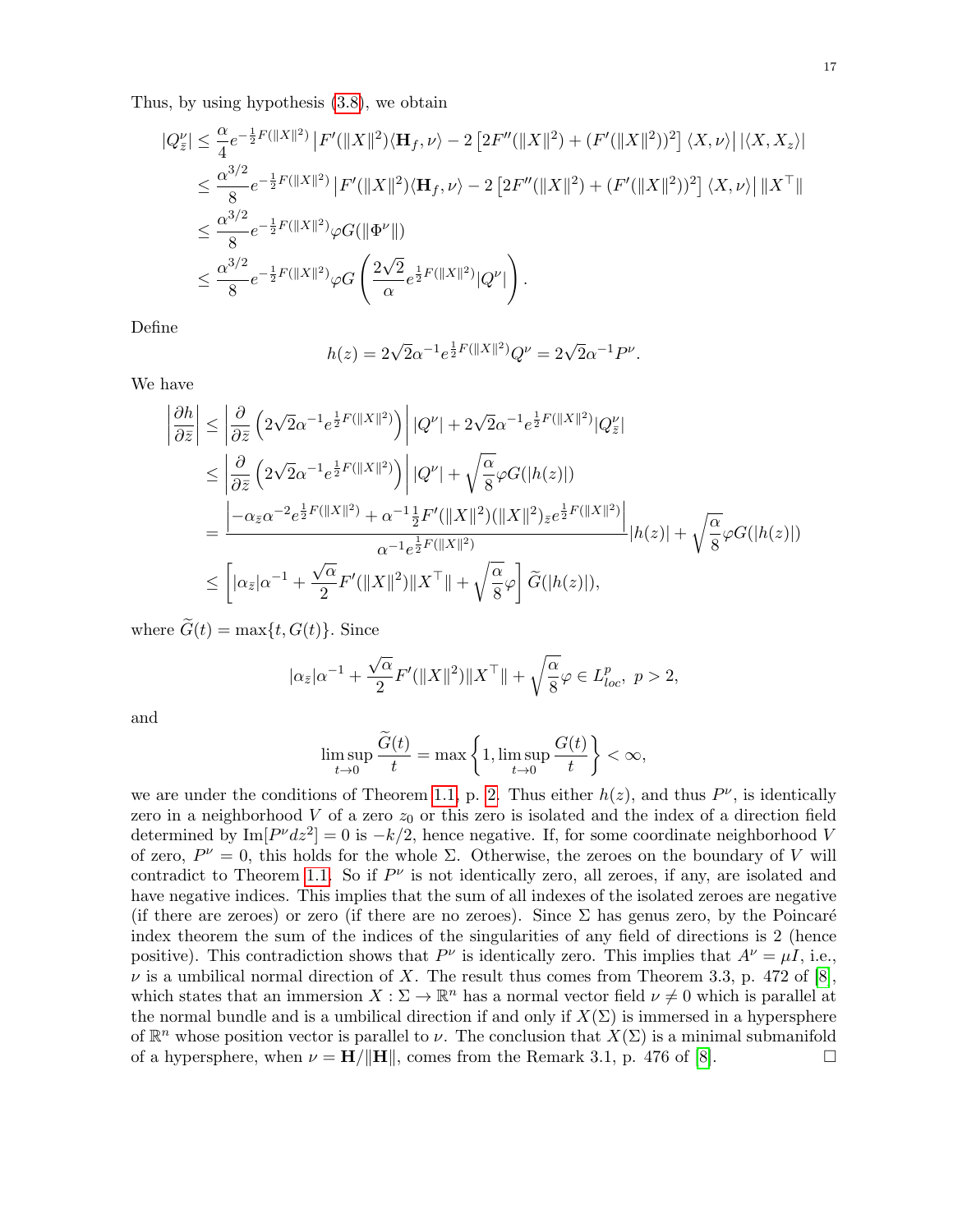Thus, by using hypothesis (3.8), we obtain

$$
\begin{aligned}
|Q^\nu_{\bar z}| &\le \frac{\alpha}{4} e^{-\frac{1}{2}F(\|X\|^2)} \left| F'(\|X\|^2)\langle \mathbf{H}_f, \nu\rangle - 2\left[2F''(\|X\|^2) + (F'(\|X\|^2))^2\right]\langle X, \nu\rangle\right| |\langle X, X_z\rangle| \\
&\le \frac{\alpha^{3/2}}{8} e^{-\frac{1}{2}F(\|X\|^2)} \left| F'(\|X\|^2)\langle \mathbf{H}_f, \nu\rangle - 2\left[2F''(\|X\|^2) + (F'(\|X\|^2))^2\right]\langle X, \nu\rangle\right| \|X^\top\| \\
&\le \frac{\alpha^{3/2}}{8} e^{-\frac{1}{2}F(\|X\|^2)} \varphi G(\|\Phi^\nu\|) \\
&\le \frac{\alpha^{3/2}}{8} e^{-\frac{1}{2}F(\|X\|^2)} \varphi G\left(\frac{2\sqrt{2}}{\alpha} e^{\frac{1}{2}F(\|X\|^2)}|Q^\nu|\right).
\end{aligned}
$$

Define

$$
h(z) = 2\sqrt{2}\alpha^{-1} e^{\frac{1}{2}F(\|X\|^2)} Q^\nu = 2\sqrt{2}\alpha^{-1} P^\nu.
$$

We have

$$
\begin{aligned}
\left|\frac{\partial h}{\partial \bar z}\right| &\le \left|\frac{\partial}{\partial \bar z}\left(2\sqrt{2}\alpha^{-1} e^{\frac{1}{2}F(\|X\|^2)}\right)\right| |Q^\nu| + 2\sqrt{2}\alpha^{-1} e^{\frac{1}{2}F(\|X\|^2)} |Q^\nu_{\bar z}| \\
&\le \left|\frac{\partial}{\partial \bar z}\left(2\sqrt{2}\alpha^{-1} e^{\frac{1}{2}F(\|X\|^2)}\right)\right| |Q^\nu| + \sqrt{\frac{\alpha}{8}}\varphi G(|h(z)|) \\
&= \frac{\left|-\alpha_{\bar z}\alpha^{-2} e^{\frac{1}{2}F(\|X\|^2)} + \alpha^{-1}\frac{1}{2}F'(\|X\|^2)(\|X\|^2)_{\bar z} e^{\frac{1}{2}F(\|X\|^2)}\right|}{\alpha^{-1} e^{\frac{1}{2}F(\|X\|^2)}} |h(z)| + \sqrt{\frac{\alpha}{8}}\varphi G(|h(z)|) \\
&\le \left[|\alpha_{\bar z}|\alpha^{-1} + \frac{\sqrt{\alpha}}{2}F'(\|X\|^2)\|X^\top\| + \sqrt{\frac{\alpha}{8}}\varphi\right] \widetilde{G}(|h(z)|),
\end{aligned}
$$

where $\widetilde{G}(t) = \max\{t, G(t)\}$. Since

$$
|\alpha_{\bar z}|\alpha^{-1} + \frac{\sqrt{\alpha}}{2}F'(\|X\|^2)\|X^\top\| + \sqrt{\frac{\alpha}{8}}\varphi \in L^p_{loc},\ p > 2,
$$

and

$$
\limsup_{t\to 0} \frac{\widetilde{G}(t)}{t} = \max\left\{1, \limsup_{t\to 0}\frac{G(t)}{t}\right\} < \infty,
$$

we are under the conditions of Theorem 1.1, p. 2. Thus either $h(z)$, and thus $P^\nu$, is identically zero in a neighborhood $V$ of a zero $z_0$ or this zero is isolated and the index of a direction field determined by $\mathrm{Im}[P^\nu dz^2] = 0$ is $-k/2$, hence negative. If, for some coordinate neighborhood $V$ of zero, $P^\nu = 0$, this holds for the whole $\Sigma$. Otherwise, the zeroes on the boundary of $V$ will contradict to Theorem 1.1. So if $P^\nu$ is not identically zero, all zeroes, if any, are isolated and have negative indices. This implies that the sum of all indexes of the isolated zeroes are negative (if there are zeroes) or zero (if there are no zeroes). Since $\Sigma$ has genus zero, by the Poincaré index theorem the sum of the indices of the singularities of any field of directions is 2 (hence positive). This contradiction shows that $P^\nu$ is identically zero. This implies that $A^\nu = \mu I$, i.e., $\nu$ is a umbilical normal direction of $X$. The result thus comes from Theorem 3.3, p. 472 of [8], which states that an immersion $X : \Sigma \to \mathbb{R}^n$ has a normal vector field $\nu \neq 0$ which is parallel at the normal bundle and is a umbilical direction if and only if $X(\Sigma)$ is immersed in a hypersphere of $\mathbb{R}^n$ whose position vector is parallel to $\nu$. The conclusion that $X(\Sigma)$ is a minimal submanifold of a hypersphere, when $\nu = \mathbf{H}/\|\mathbf{H}\|$, comes from the Remark 3.1, p. 476 of [8]. □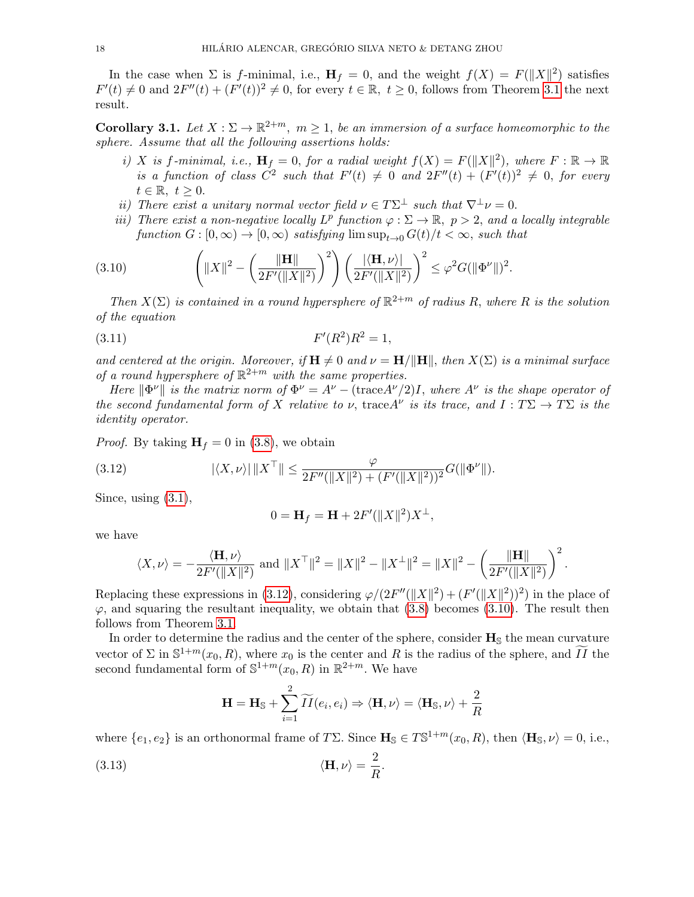In the case when $\Sigma$ is $f$-minimal, i.e., $\mathbf{H}_f = 0$, and the weight $f(X) = F(\|X\|^2)$ satisfies $F'(t) \neq 0$ and $2F''(t) + (F'(t))^2 \neq 0$, for every $t \in \mathbb{R},\ t \geq 0$, follows from Theorem 3.1 the next result.

**Corollary 3.1.** *Let $X : \Sigma \to \mathbb{R}^{2+m},\ m \geq 1$, be an immersion of a surface homeomorphic to the sphere. Assume that all the following assertions holds:*

*i) $X$ is $f$-minimal, i.e., $\mathbf{H}_f = 0$, for a radial weight $f(X) = F(\|X\|^2)$, where $F : \mathbb{R} \to \mathbb{R}$ is a function of class $C^2$ such that $F'(t) \neq 0$ and $2F''(t) + (F'(t))^2 \neq 0$, for every $t \in \mathbb{R},\ t \geq 0$.*

*ii) There exist a unitary normal vector field $\nu \in T\Sigma^\perp$ such that $\nabla^\perp \nu = 0$.*

*iii) There exist a non-negative locally $L^p$ function $\varphi : \Sigma \to \mathbb{R},\ p > 2$, and a locally integrable function $G : [0,\infty) \to [0,\infty)$ satisfying $\limsup_{t\to 0} G(t)/t < \infty$, such that*

$$\left(\|X\|^2 - \left(\frac{\|\mathbf{H}\|}{2F'(\|X\|^2)}\right)^2\right)\left(\frac{|\langle \mathbf{H}, \nu\rangle|}{2F'(\|X\|^2)}\right)^2 \leq \varphi^2 G(\|\Phi^\nu\|)^2. \tag{3.10}$$

*Then $X(\Sigma)$ is contained in a round hypersphere of $\mathbb{R}^{2+m}$ of radius $R$, where $R$ is the solution of the equation*

$$F'(R^2)R^2 = 1, \tag{3.11}$$

*and centered at the origin. Moreover, if $\mathbf{H} \neq 0$ and $\nu = \mathbf{H}/\|\mathbf{H}\|$, then $X(\Sigma)$ is a minimal surface of a round hypersphere of $\mathbb{R}^{2+m}$ with the same properties.*

*Here $\|\Phi^\nu\|$ is the matrix norm of $\Phi^\nu = A^\nu - (\mathrm{trace}A^\nu/2)I$, where $A^\nu$ is the shape operator of the second fundamental form of $X$ relative to $\nu$, $\mathrm{trace}A^\nu$ is its trace, and $I : T\Sigma \to T\Sigma$ is the identity operator.*

*Proof.* By taking $\mathbf{H}_f = 0$ in (3.8), we obtain

$$|\langle X, \nu\rangle|\,\|X^\top\| \leq \frac{\varphi}{2F''(\|X\|^2) + (F'(\|X\|^2))^2} G(\|\Phi^\nu\|). \tag{3.12}$$

Since, using (3.1),

$$0 = \mathbf{H}_f = \mathbf{H} + 2F'(\|X\|^2)X^\perp,$$

we have

$$\langle X, \nu\rangle = -\frac{\langle \mathbf{H}, \nu\rangle}{2F'(\|X\|^2)} \text{ and } \|X^\top\|^2 = \|X\|^2 - \|X^\perp\|^2 = \|X\|^2 - \left(\frac{\|\mathbf{H}\|}{2F'(\|X\|^2)}\right)^2.$$

Replacing these expressions in (3.12), considering $\varphi/(2F''(\|X\|^2) + (F'(\|X\|^2))^2)$ in the place of $\varphi$, and squaring the resultant inequality, we obtain that (3.8) becomes (3.10). The result then follows from Theorem 3.1.

In order to determine the radius and the center of the sphere, consider $\mathbf{H}_{\mathbb{S}}$ the mean curvature vector of $\Sigma$ in $\mathbb{S}^{1+m}(x_0, R)$, where $x_0$ is the center and $R$ is the radius of the sphere, and $\widetilde{II}$ the second fundamental form of $\mathbb{S}^{1+m}(x_0, R)$ in $\mathbb{R}^{2+m}$. We have

$$\mathbf{H} = \mathbf{H}_{\mathbb{S}} + \sum_{i=1}^{2} \widetilde{II}(e_i, e_i) \Rightarrow \langle \mathbf{H}, \nu\rangle = \langle \mathbf{H}_{\mathbb{S}}, \nu\rangle + \frac{2}{R}$$

where $\{e_1, e_2\}$ is an orthonormal frame of $T\Sigma$. Since $\mathbf{H}_{\mathbb{S}} \in T\mathbb{S}^{1+m}(x_0, R)$, then $\langle \mathbf{H}_{\mathbb{S}}, \nu\rangle = 0$, i.e.,

$$\langle \mathbf{H}, \nu\rangle = \frac{2}{R}. \tag{3.13}$$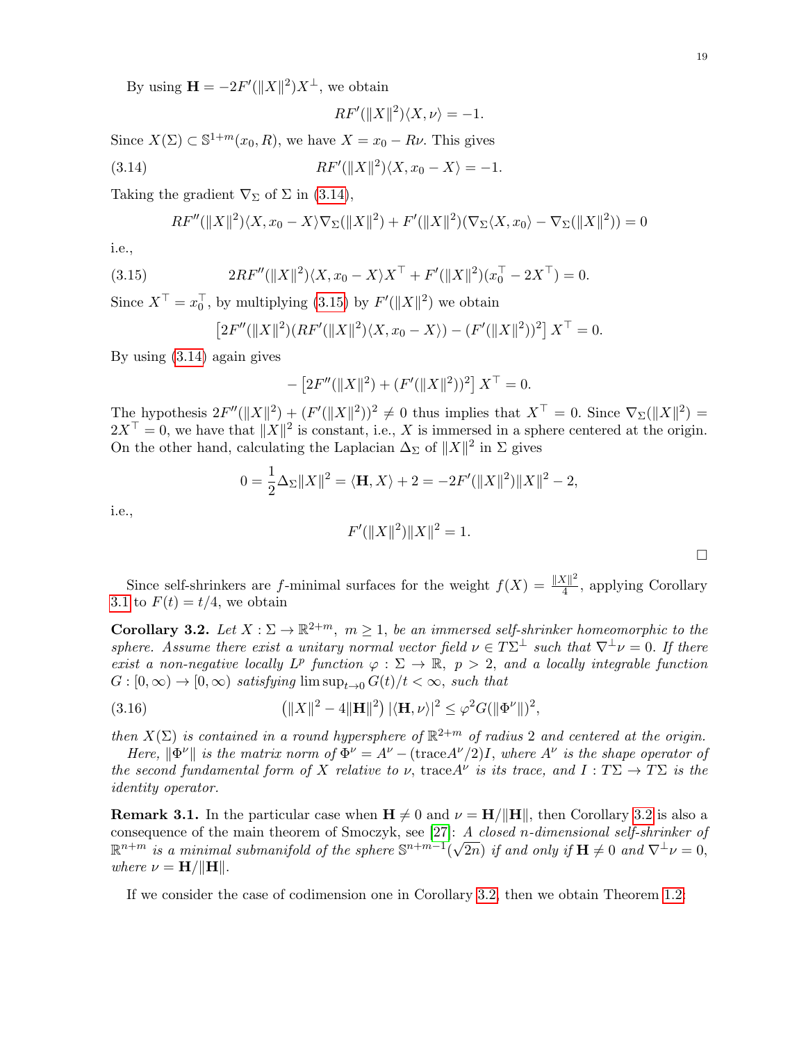By using $\mathbf{H} = -2F'(\|X\|^2)X^\perp$, we obtain

$$RF'(\|X\|^2)\langle X, \nu\rangle = -1.$$

Since $X(\Sigma) \subset \mathbb{S}^{1+m}(x_0, R)$, we have $X = x_0 - R\nu$. This gives

$$RF'(\|X\|^2)\langle X, x_0 - X\rangle = -1. \tag{3.14}$$

Taking the gradient $\nabla_\Sigma$ of $\Sigma$ in (3.14),

$$RF''(\|X\|^2)\langle X, x_0 - X\rangle \nabla_\Sigma(\|X\|^2) + F'(\|X\|^2)(\nabla_\Sigma\langle X, x_0\rangle - \nabla_\Sigma(\|X\|^2)) = 0$$

i.e.,

$$2RF''(\|X\|^2)\langle X, x_0 - X\rangle X^\top + F'(\|X\|^2)(x_0^\top - 2X^\top) = 0. \tag{3.15}$$

Since $X^\top = x_0^\top$, by multiplying (3.15) by $F'(\|X\|^2)$ we obtain

$$\left[2F''(\|X\|^2)(RF'(\|X\|^2)\langle X, x_0 - X\rangle) - (F'(\|X\|^2))^2\right] X^\top = 0.$$

By using (3.14) again gives

$$-\left[2F''(\|X\|^2) + (F'(\|X\|^2))^2\right] X^\top = 0.$$

The hypothesis $2F''(\|X\|^2) + (F'(\|X\|^2))^2 \neq 0$ thus implies that $X^\top = 0$. Since $\nabla_\Sigma(\|X\|^2) = 2X^\top = 0$, we have that $\|X\|^2$ is constant, i.e., $X$ is immersed in a sphere centered at the origin. On the other hand, calculating the Laplacian $\Delta_\Sigma$ of $\|X\|^2$ in $\Sigma$ gives

$$0 = \frac{1}{2}\Delta_\Sigma\|X\|^2 = \langle \mathbf{H}, X\rangle + 2 = -2F'(\|X\|^2)\|X\|^2 - 2,$$

i.e.,

$$F'(\|X\|^2)\|X\|^2 = 1.$$

□

Since self-shrinkers are $f$-minimal surfaces for the weight $f(X) = \frac{\|X\|^2}{4}$, applying Corollary 3.1 to $F(t) = t/4$, we obtain

**Corollary 3.2.** *Let $X : \Sigma \to \mathbb{R}^{2+m}$, $m \geq 1$, be an immersed self-shrinker homeomorphic to the sphere. Assume there exist a unitary normal vector field $\nu \in T\Sigma^\perp$ such that $\nabla^\perp\nu = 0$. If there exist a non-negative locally $L^p$ function $\varphi : \Sigma \to \mathbb{R}$, $p > 2$, and a locally integrable function $G : [0, \infty) \to [0, \infty)$ satisfying $\limsup_{t\to 0} G(t)/t < \infty$, such that*

$$\left(\|X\|^2 - 4\|\mathbf{H}\|^2\right)|\langle \mathbf{H}, \nu\rangle|^2 \leq \varphi^2 G(\|\Phi^\nu\|)^2, \tag{3.16}$$

*then $X(\Sigma)$ is contained in a round hypersphere of $\mathbb{R}^{2+m}$ of radius 2 and centered at the origin.*

*Here, $\|\Phi^\nu\|$ is the matrix norm of $\Phi^\nu = A^\nu - (\mathrm{trace}A^\nu/2)I$, where $A^\nu$ is the shape operator of the second fundamental form of $X$ relative to $\nu$, $\mathrm{trace}A^\nu$ is its trace, and $I : T\Sigma \to T\Sigma$ is the identity operator.*

**Remark 3.1.** In the particular case when $\mathbf{H} \neq 0$ and $\nu = \mathbf{H}/\|\mathbf{H}\|$, then Corollary 3.2 is also a consequence of the main theorem of Smoczyk, see [27]: *A closed $n$-dimensional self-shrinker of $\mathbb{R}^{n+m}$ is a minimal submanifold of the sphere $\mathbb{S}^{n+m-1}(\sqrt{2n})$ if and only if $\mathbf{H} \neq 0$ and $\nabla^\perp\nu = 0$, where $\nu = \mathbf{H}/\|\mathbf{H}\|$.*

If we consider the case of codimension one in Corollary 3.2, then we obtain Theorem 1.2: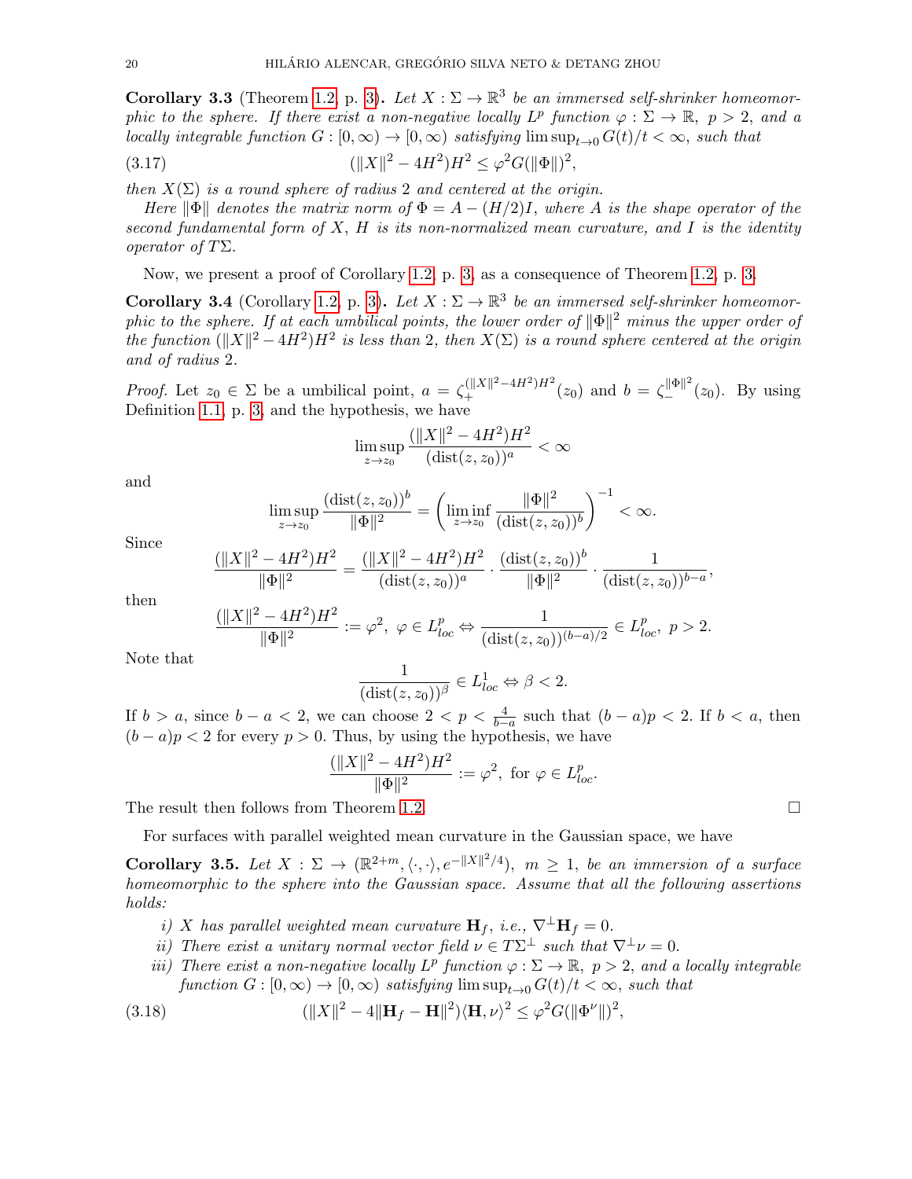**Corollary 3.3** (Theorem 1.2, p. 3)**.** *Let $X : \Sigma \to \mathbb{R}^3$ be an immersed self-shrinker homeomorphic to the sphere. If there exist a non-negative locally $L^p$ function $\varphi : \Sigma \to \mathbb{R}$, $p > 2$, and a locally integrable function $G : [0,\infty) \to [0,\infty)$ satisfying $\limsup_{t\to 0} G(t)/t < \infty$, such that*

$$(\|X\|^2 - 4H^2)H^2 \le \varphi^2 G(\|\Phi\|)^2, \tag{3.17}$$

*then $X(\Sigma)$ is a round sphere of radius 2 and centered at the origin.*

*Here $\|\Phi\|$ denotes the matrix norm of $\Phi = A - (H/2)I$, where $A$ is the shape operator of the second fundamental form of $X$, $H$ is its non-normalized mean curvature, and $I$ is the identity operator of $T\Sigma$.*

Now, we present a proof of Corollary 1.2, p. 3, as a consequence of Theorem 1.2, p. 3.

**Corollary 3.4** (Corollary 1.2, p. 3)**.** *Let $X : \Sigma \to \mathbb{R}^3$ be an immersed self-shrinker homeomorphic to the sphere. If at each umbilical points, the lower order of $\|\Phi\|^2$ minus the upper order of the function $(\|X\|^2 - 4H^2)H^2$ is less than 2, then $X(\Sigma)$ is a round sphere centered at the origin and of radius 2.*

*Proof.* Let $z_0 \in \Sigma$ be a umbilical point, $a = \zeta_+^{(\|X\|^2-4H^2)H^2}(z_0)$ and $b = \zeta_-^{\|\Phi\|^2}(z_0)$. By using Definition 1.1, p. 3, and the hypothesis, we have

$$\limsup_{z\to z_0} \frac{(\|X\|^2 - 4H^2)H^2}{(\mathrm{dist}(z,z_0))^a} < \infty$$

and

$$\limsup_{z\to z_0} \frac{(\mathrm{dist}(z,z_0))^b}{\|\Phi\|^2} = \left(\liminf_{z\to z_0} \frac{\|\Phi\|^2}{(\mathrm{dist}(z,z_0))^b}\right)^{-1} < \infty.$$

Since

$$\frac{(\|X\|^2 - 4H^2)H^2}{\|\Phi\|^2} = \frac{(\|X\|^2 - 4H^2)H^2}{(\mathrm{dist}(z,z_0))^a} \cdot \frac{(\mathrm{dist}(z,z_0))^b}{\|\Phi\|^2} \cdot \frac{1}{(\mathrm{dist}(z,z_0))^{b-a}},$$

then

$$\frac{(\|X\|^2 - 4H^2)H^2}{\|\Phi\|^2} := \varphi^2,\ \varphi \in L^p_{loc} \Leftrightarrow \frac{1}{(\mathrm{dist}(z,z_0))^{(b-a)/2}} \in L^p_{loc},\ p > 2.$$

Note that

$$\frac{1}{(\mathrm{dist}(z,z_0))^{\beta}} \in L^1_{loc} \Leftrightarrow \beta < 2.$$

If $b > a$, since $b - a < 2$, we can choose $2 < p < \frac{4}{b-a}$ such that $(b-a)p < 2$. If $b < a$, then $(b-a)p < 2$ for every $p > 0$. Thus, by using the hypothesis, we have

$$\frac{(\|X\|^2 - 4H^2)H^2}{\|\Phi\|^2} := \varphi^2, \text{ for } \varphi \in L^p_{loc}.$$

The result then follows from Theorem 1.2. □

For surfaces with parallel weighted mean curvature in the Gaussian space, we have

**Corollary 3.5.** *Let $X : \Sigma \to (\mathbb{R}^{2+m}, \langle\cdot,\cdot\rangle, e^{-\|X\|^2/4})$, $m \ge 1$, be an immersion of a surface homeomorphic to the sphere into the Gaussian space. Assume that all the following assertions holds:*

*i) $X$ has parallel weighted mean curvature $\mathbf{H}_f$, i.e., $\nabla^\perp \mathbf{H}_f = 0$.*
*ii) There exist a unitary normal vector field $\nu \in T\Sigma^\perp$ such that $\nabla^\perp \nu = 0$.*
*iii) There exist a non-negative locally $L^p$ function $\varphi : \Sigma \to \mathbb{R}$, $p > 2$, and a locally integrable function $G : [0,\infty) \to [0,\infty)$ satisfying $\limsup_{t\to 0} G(t)/t < \infty$, such that*

$$(\|X\|^2 - 4\|\mathbf{H}_f - \mathbf{H}\|^2)\langle \mathbf{H}, \nu\rangle^2 \le \varphi^2 G(\|\Phi^\nu\|)^2, \tag{3.18}$$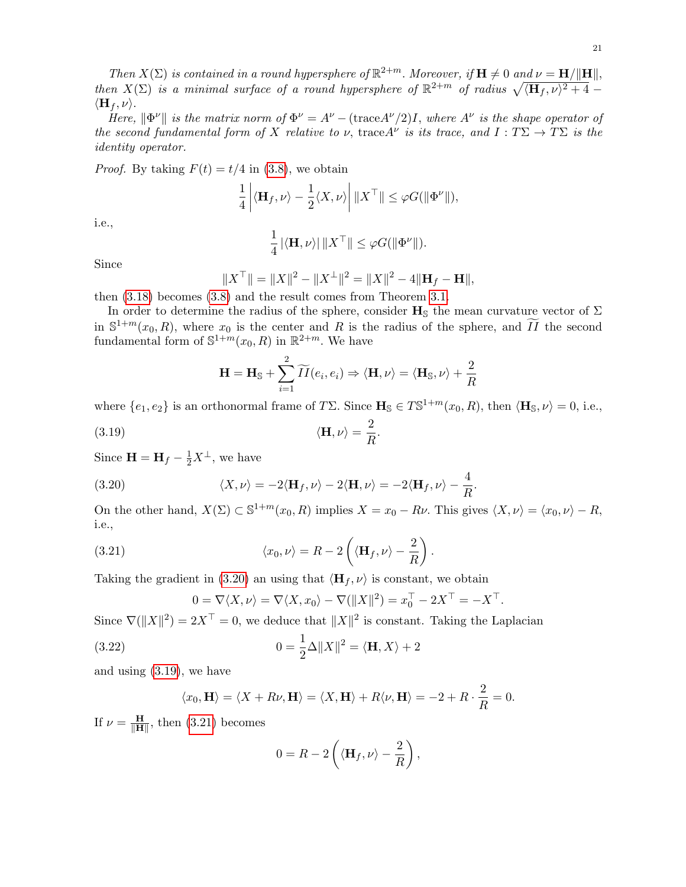*Then $X(\Sigma)$ is contained in a round hypersphere of $\mathbb{R}^{2+m}$. Moreover, if $\mathbf{H} \neq 0$ and $\nu = \mathbf{H}/\|\mathbf{H}\|$, then $X(\Sigma)$ is a minimal surface of a round hypersphere of $\mathbb{R}^{2+m}$ of radius $\sqrt{\langle \mathbf{H}_f, \nu\rangle^2 + 4} - \langle \mathbf{H}_f, \nu\rangle$.*

*Here, $\|\Phi^\nu\|$ is the matrix norm of $\Phi^\nu = A^\nu - (\mathrm{trace}A^\nu/2)I$, where $A^\nu$ is the shape operator of the second fundamental form of $X$ relative to $\nu$, $\mathrm{trace}A^\nu$ is its trace, and $I : T\Sigma \to T\Sigma$ is the identity operator.*

*Proof.* By taking $F(t) = t/4$ in (3.8), we obtain

$$\frac{1}{4}\left|\langle \mathbf{H}_f, \nu\rangle - \frac{1}{2}\langle X, \nu\rangle\right| \|X^\top\| \le \varphi G(\|\Phi^\nu\|),$$

i.e.,

$$\frac{1}{4}\left|\langle \mathbf{H}, \nu\rangle\right| \|X^\top\| \le \varphi G(\|\Phi^\nu\|).$$

Since

$$\|X^\top\| = \|X\|^2 - \|X^\perp\|^2 = \|X\|^2 - 4\|\mathbf{H}_f - \mathbf{H}\|,$$

then (3.18) becomes (3.8) and the result comes from Theorem 3.1.

In order to determine the radius of the sphere, consider $\mathbf{H}_{\mathbb{S}}$ the mean curvature vector of $\Sigma$ in $\mathbb{S}^{1+m}(x_0, R)$, where $x_0$ is the center and $R$ is the radius of the sphere, and $\widetilde{II}$ the second fundamental form of $\mathbb{S}^{1+m}(x_0, R)$ in $\mathbb{R}^{2+m}$. We have

$$\mathbf{H} = \mathbf{H}_{\mathbb{S}} + \sum_{i=1}^{2}\widetilde{II}(e_i, e_i) \Rightarrow \langle \mathbf{H}, \nu\rangle = \langle \mathbf{H}_{\mathbb{S}}, \nu\rangle + \frac{2}{R}$$

where $\{e_1, e_2\}$ is an orthonormal frame of $T\Sigma$. Since $\mathbf{H}_{\mathbb{S}} \in T\mathbb{S}^{1+m}(x_0, R)$, then $\langle \mathbf{H}_{\mathbb{S}}, \nu\rangle = 0$, i.e.,

$$\langle \mathbf{H}, \nu\rangle = \frac{2}{R}. \tag{3.19}$$

Since $\mathbf{H} = \mathbf{H}_f - \frac{1}{2}X^\perp$, we have

$$\langle X, \nu\rangle = -2\langle \mathbf{H}_f, \nu\rangle - 2\langle \mathbf{H}, \nu\rangle = -2\langle \mathbf{H}_f, \nu\rangle - \frac{4}{R}. \tag{3.20}$$

On the other hand, $X(\Sigma) \subset \mathbb{S}^{1+m}(x_0, R)$ implies $X = x_0 - R\nu$. This gives $\langle X, \nu\rangle = \langle x_0, \nu\rangle - R$, i.e.,

$$\langle x_0, \nu\rangle = R - 2\left(\langle \mathbf{H}_f, \nu\rangle - \frac{2}{R}\right). \tag{3.21}$$

Taking the gradient in (3.20) an using that $\langle \mathbf{H}_f, \nu\rangle$ is constant, we obtain

$$0 = \nabla\langle X, \nu\rangle = \nabla\langle X, x_0\rangle - \nabla(\|X\|^2) = x_0^\top - 2X^\top = -X^\top.$$

Since $\nabla(\|X\|^2) = 2X^\top = 0$, we deduce that $\|X\|^2$ is constant. Taking the Laplacian

$$0 = \frac{1}{2}\Delta\|X\|^2 = \langle \mathbf{H}, X\rangle + 2 \tag{3.22}$$

and using (3.19), we have

$$\langle x_0, \mathbf{H}\rangle = \langle X + R\nu, \mathbf{H}\rangle = \langle X, \mathbf{H}\rangle + R\langle \nu, \mathbf{H}\rangle = -2 + R\cdot\frac{2}{R} = 0.$$

If $\nu = \frac{\mathbf{H}}{\|\mathbf{H}\|}$, then (3.21) becomes

$$0 = R - 2\left(\langle \mathbf{H}_f, \nu\rangle - \frac{2}{R}\right),$$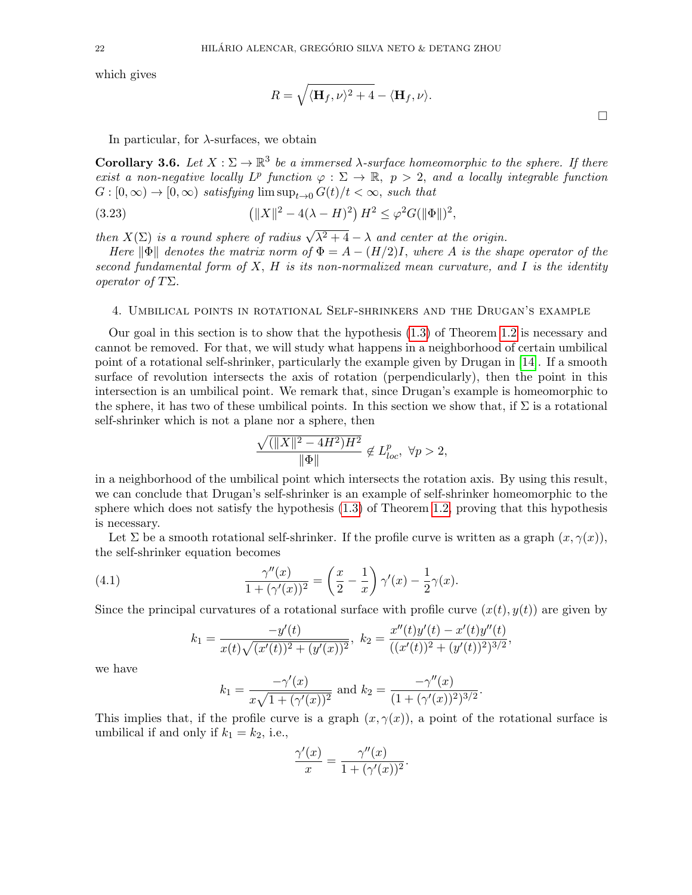which gives

$$R = \sqrt{\langle \mathbf{H}_f, \nu\rangle^2 + 4} - \langle \mathbf{H}_f, \nu\rangle.$$

□

In particular, for $\lambda$-surfaces, we obtain

**Corollary 3.6.** *Let $X : \Sigma \to \mathbb{R}^3$ be a immersed $\lambda$-surface homeomorphic to the sphere. If there exist a non-negative locally $L^p$ function $\varphi : \Sigma \to \mathbb{R}$, $p > 2$, and a locally integrable function $G : [0, \infty) \to [0, \infty)$ satisfying $\limsup_{t\to 0} G(t)/t < \infty$, such that*

$$\left(\|X\|^2 - 4(\lambda - H)^2\right) H^2 \leq \varphi^2 G(\|\Phi\|)^2, \tag{3.23}$$

*then $X(\Sigma)$ is a round sphere of radius $\sqrt{\lambda^2 + 4} - \lambda$ and center at the origin.*

*Here $\|\Phi\|$ denotes the matrix norm of $\Phi = A - (H/2)I$, where $A$ is the shape operator of the second fundamental form of $X$, $H$ is its non-normalized mean curvature, and $I$ is the identity operator of $T\Sigma$.*

## 4. Umbilical points in rotational Self-shrinkers and the Drugan's example

Our goal in this section is to show that the hypothesis (1.3) of Theorem 1.2 is necessary and cannot be removed. For that, we will study what happens in a neighborhood of certain umbilical point of a rotational self-shrinker, particularly the example given by Drugan in [14]. If a smooth surface of revolution intersects the axis of rotation (perpendicularly), then the point in this intersection is an umbilical point. We remark that, since Drugan's example is homeomorphic to the sphere, it has two of these umbilical points. In this section we show that, if $\Sigma$ is a rotational self-shrinker which is not a plane nor a sphere, then

$$\frac{\sqrt{(\|X\|^2 - 4H^2)H^2}}{\|\Phi\|} \notin L^p_{loc},\ \forall p > 2,$$

in a neighborhood of the umbilical point which intersects the rotation axis. By using this result, we can conclude that Drugan's self-shrinker is an example of self-shrinker homeomorphic to the sphere which does not satisfy the hypothesis (1.3) of Theorem 1.2, proving that this hypothesis is necessary.

Let $\Sigma$ be a smooth rotational self-shrinker. If the profile curve is written as a graph $(x, \gamma(x))$, the self-shrinker equation becomes

$$\frac{\gamma''(x)}{1 + (\gamma'(x))^2} = \left(\frac{x}{2} - \frac{1}{x}\right)\gamma'(x) - \frac{1}{2}\gamma(x). \tag{4.1}$$

Since the principal curvatures of a rotational surface with profile curve $(x(t), y(t))$ are given by

$$k_1 = \frac{-y'(t)}{x(t)\sqrt{(x'(t))^2 + (y'(x))^2}},\ k_2 = \frac{x''(t)y'(t) - x'(t)y''(t)}{((x'(t))^2 + (y'(t))^2)^{3/2}},$$

we have

$$k_1 = \frac{-\gamma'(x)}{x\sqrt{1 + (\gamma'(x))^2}} \text{ and } k_2 = \frac{-\gamma''(x)}{(1 + (\gamma'(x))^2)^{3/2}}.$$

This implies that, if the profile curve is a graph $(x, \gamma(x))$, a point of the rotational surface is umbilical if and only if $k_1 = k_2$, i.e.,

$$\frac{\gamma'(x)}{x} = \frac{\gamma''(x)}{1 + (\gamma'(x))^2}.$$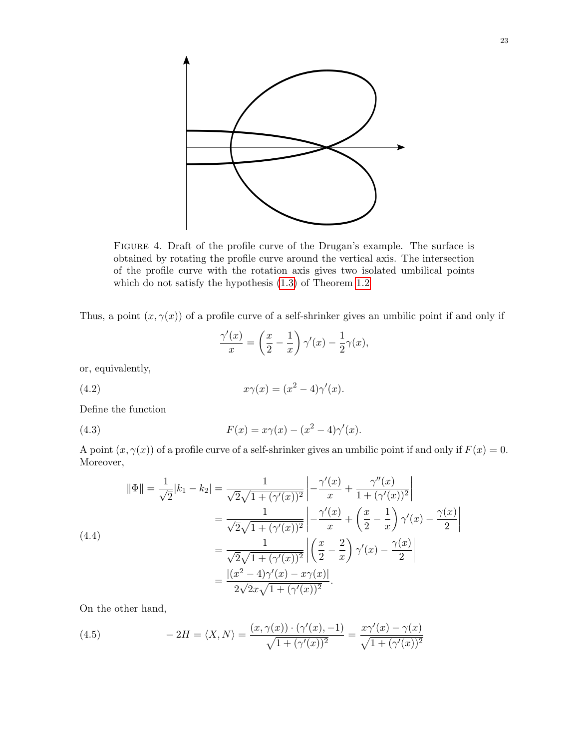FIGURE 4. Draft of the profile curve of the Drugan's example. The surface is obtained by rotating the profile curve around the vertical axis. The intersection of the profile curve with the rotation axis gives two isolated umbilical points which do not satisfy the hypothesis (1.3) of Theorem 1.2

Thus, a point $(x, \gamma(x))$ of a profile curve of a self-shrinker gives an umbilic point if and only if

$$\frac{\gamma'(x)}{x} = \left(\frac{x}{2} - \frac{1}{x}\right)\gamma'(x) - \frac{1}{2}\gamma(x),$$

or, equivalently,

$$x\gamma(x) = (x^2 - 4)\gamma'(x). \tag{4.2}$$

Define the function

$$F(x) = x\gamma(x) - (x^2 - 4)\gamma'(x). \tag{4.3}$$

A point $(x, \gamma(x))$ of a profile curve of a self-shrinker gives an umbilic point if and only if $F(x) = 0$. Moreover,

$$\begin{aligned}
\|\Phi\| = \frac{1}{\sqrt{2}}|k_1 - k_2| &= \frac{1}{\sqrt{2}\sqrt{1 + (\gamma'(x))^2}}\left|-\frac{\gamma'(x)}{x} + \frac{\gamma''(x)}{1 + (\gamma'(x))^2}\right| \\
&= \frac{1}{\sqrt{2}\sqrt{1 + (\gamma'(x))^2}}\left|-\frac{\gamma'(x)}{x} + \left(\frac{x}{2} - \frac{1}{x}\right)\gamma'(x) - \frac{\gamma(x)}{2}\right| \\
&= \frac{1}{\sqrt{2}\sqrt{1 + (\gamma'(x))^2}}\left|\left(\frac{x}{2} - \frac{2}{x}\right)\gamma'(x) - \frac{\gamma(x)}{2}\right| \\
&= \frac{|(x^2 - 4)\gamma'(x) - x\gamma(x)|}{2\sqrt{2}x\sqrt{1 + (\gamma'(x))^2}}.
\end{aligned} \tag{4.4}$$

On the other hand,

$$-2H = \langle X, N\rangle = \frac{(x, \gamma(x)) \cdot (\gamma'(x), -1)}{\sqrt{1 + (\gamma'(x))^2}} = \frac{x\gamma'(x) - \gamma(x)}{\sqrt{1 + (\gamma'(x))^2}} \tag{4.5}$$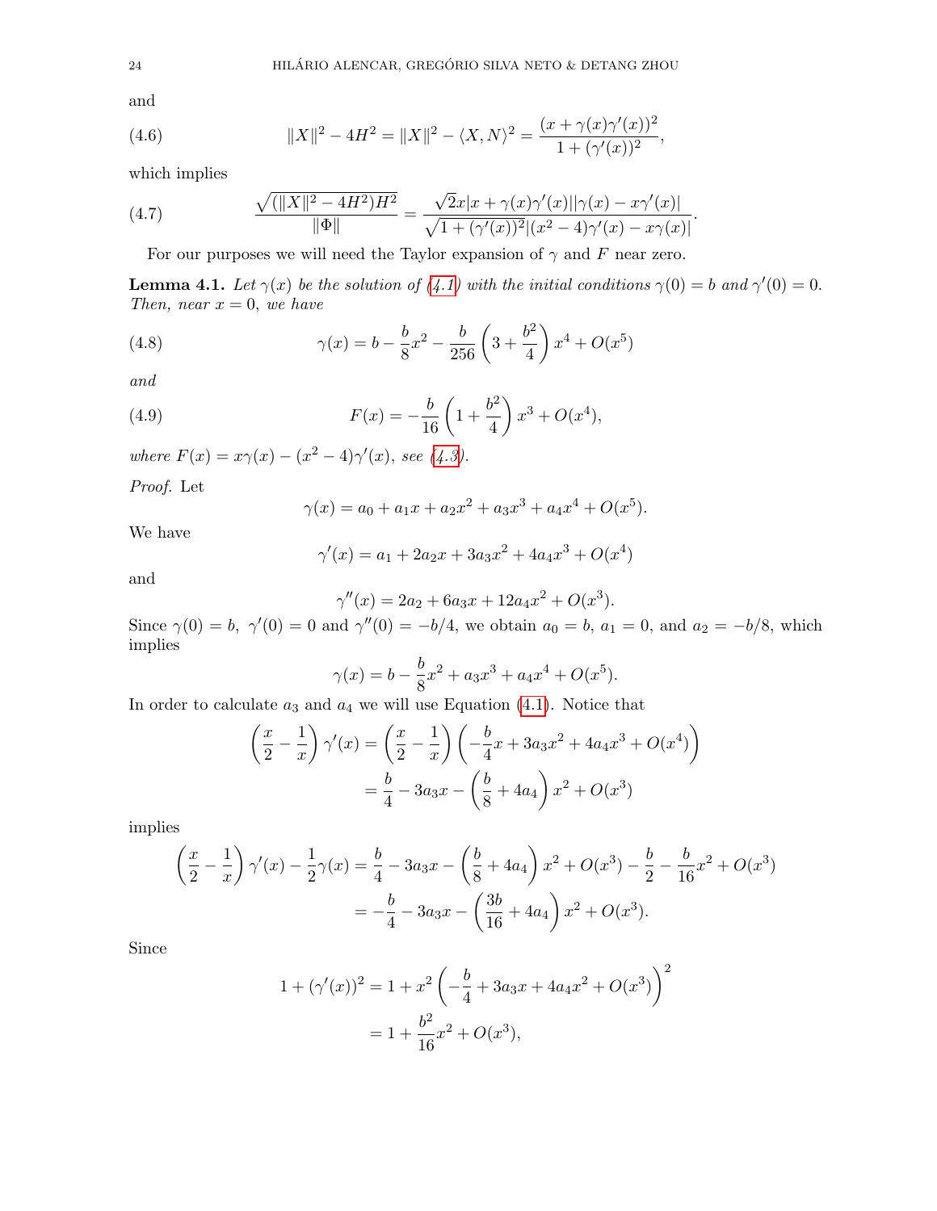and

$$\|X\|^2 - 4H^2 = \|X\|^2 - \langle X, N\rangle^2 = \frac{(x + \gamma(x)\gamma'(x))^2}{1 + (\gamma'(x))^2}, \tag{4.6}$$

which implies

$$\frac{\sqrt{(\|X\|^2 - 4H^2)H^2}}{\|\Phi\|} = \frac{\sqrt{2}x|x + \gamma(x)\gamma'(x)||\gamma(x) - x\gamma'(x)|}{\sqrt{1 + (\gamma'(x))^2}|(x^2 - 4)\gamma'(x) - x\gamma(x)|}. \tag{4.7}$$

For our purposes we will need the Taylor expansion of $\gamma$ and $F$ near zero.

**Lemma 4.1.** *Let $\gamma(x)$ be the solution of (4.1) with the initial conditions $\gamma(0) = b$ and $\gamma'(0) = 0$. Then, near $x = 0$, we have*

$$\gamma(x) = b - \frac{b}{8}x^2 - \frac{b}{256}\left(3 + \frac{b^2}{4}\right)x^4 + O(x^5) \tag{4.8}$$

*and*

$$F(x) = -\frac{b}{16}\left(1 + \frac{b^2}{4}\right)x^3 + O(x^4), \tag{4.9}$$

*where $F(x) = x\gamma(x) - (x^2 - 4)\gamma'(x)$, see (4.3).*

*Proof.* Let

$$\gamma(x) = a_0 + a_1 x + a_2 x^2 + a_3 x^3 + a_4 x^4 + O(x^5).$$

We have

$$\gamma'(x) = a_1 + 2a_2 x + 3a_3 x^2 + 4a_4 x^3 + O(x^4)$$

and

$$\gamma''(x) = 2a_2 + 6a_3 x + 12a_4 x^2 + O(x^3).$$

Since $\gamma(0) = b,\ \gamma'(0) = 0$ and $\gamma''(0) = -b/4$, we obtain $a_0 = b$, $a_1 = 0$, and $a_2 = -b/8$, which implies

$$\gamma(x) = b - \frac{b}{8}x^2 + a_3 x^3 + a_4 x^4 + O(x^5).$$

In order to calculate $a_3$ and $a_4$ we will use Equation (4.1). Notice that

$$\begin{aligned}\left(\frac{x}{2} - \frac{1}{x}\right)\gamma'(x) &= \left(\frac{x}{2} - \frac{1}{x}\right)\left(-\frac{b}{4}x + 3a_3 x^2 + 4a_4 x^3 + O(x^4)\right)\\ &= \frac{b}{4} - 3a_3 x - \left(\frac{b}{8} + 4a_4\right)x^2 + O(x^3)\end{aligned}$$

implies

$$\begin{aligned}\left(\frac{x}{2} - \frac{1}{x}\right)\gamma'(x) - \frac{1}{2}\gamma(x) &= \frac{b}{4} - 3a_3 x - \left(\frac{b}{8} + 4a_4\right)x^2 + O(x^3) - \frac{b}{2} - \frac{b}{16}x^2 + O(x^3)\\ &= -\frac{b}{4} - 3a_3 x - \left(\frac{3b}{16} + 4a_4\right)x^2 + O(x^3).\end{aligned}$$

Since

$$\begin{aligned}1 + (\gamma'(x))^2 &= 1 + x^2\left(-\frac{b}{4} + 3a_3 x + 4a_4 x^2 + O(x^3)\right)^2\\ &= 1 + \frac{b^2}{16}x^2 + O(x^3),\end{aligned}$$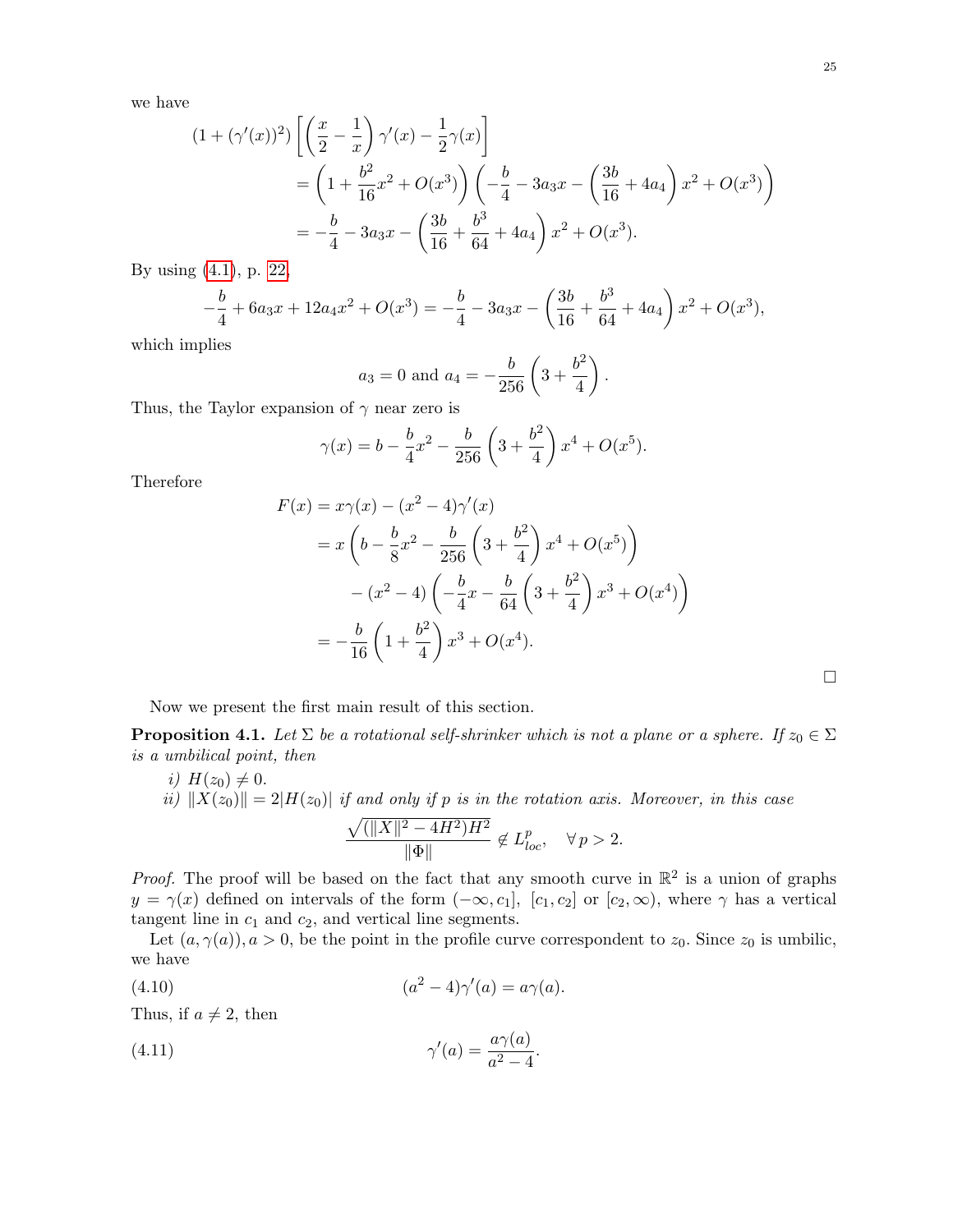we have

$$
\begin{aligned}
(1+(\gamma'(x))^2)&\left[\left(\frac{x}{2}-\frac{1}{x}\right)\gamma'(x)-\frac{1}{2}\gamma(x)\right]\\
&=\left(1+\frac{b^2}{16}x^2+O(x^3)\right)\left(-\frac{b}{4}-3a_3x-\left(\frac{3b}{16}+4a_4\right)x^2+O(x^3)\right)\\
&=-\frac{b}{4}-3a_3x-\left(\frac{3b}{16}+\frac{b^3}{64}+4a_4\right)x^2+O(x^3).
\end{aligned}
$$

By using (4.1), p. 22,

$$
-\frac{b}{4}+6a_3x+12a_4x^2+O(x^3)=-\frac{b}{4}-3a_3x-\left(\frac{3b}{16}+\frac{b^3}{64}+4a_4\right)x^2+O(x^3),
$$

which implies

$$
a_3=0 \text{ and } a_4=-\frac{b}{256}\left(3+\frac{b^2}{4}\right).
$$

Thus, the Taylor expansion of $\gamma$ near zero is

$$
\gamma(x)=b-\frac{b}{4}x^2-\frac{b}{256}\left(3+\frac{b^2}{4}\right)x^4+O(x^5).
$$

Therefore

$$
\begin{aligned}
F(x)&=x\gamma(x)-(x^2-4)\gamma'(x)\\
&=x\left(b-\frac{b}{8}x^2-\frac{b}{256}\left(3+\frac{b^2}{4}\right)x^4+O(x^5)\right)\\
&\quad-(x^2-4)\left(-\frac{b}{4}x-\frac{b}{64}\left(3+\frac{b^2}{4}\right)x^3+O(x^4)\right)\\
&=-\frac{b}{16}\left(1+\frac{b^2}{4}\right)x^3+O(x^4).
\end{aligned}
$$

□

Now we present the first main result of this section.

**Proposition 4.1.** *Let $\Sigma$ be a rotational self-shrinker which is not a plane or a sphere. If $z_0\in\Sigma$ is a umbilical point, then*

*i)* $H(z_0)\neq 0$.

*ii)* $\|X(z_0)\|=2|H(z_0)|$ *if and only if $p$ is in the rotation axis. Moreover, in this case*

$$
\frac{\sqrt{(\|X\|^2-4H^2)H^2}}{\|\Phi\|}\notin L^p_{loc},\quad \forall\, p>2.
$$

*Proof.* The proof will be based on the fact that any smooth curve in $\mathbb{R}^2$ is a union of graphs $y=\gamma(x)$ defined on intervals of the form $(-\infty,c_1]$, $[c_1,c_2]$ or $[c_2,\infty)$, where $\gamma$ has a vertical tangent line in $c_1$ and $c_2$, and vertical line segments.

Let $(a,\gamma(a)), a>0$, be the point in the profile curve correspondent to $z_0$. Since $z_0$ is umbilic, we have

$$
(a^2-4)\gamma'(a)=a\gamma(a). \tag{4.10}
$$

Thus, if $a\neq 2$, then

$$
\gamma'(a)=\frac{a\gamma(a)}{a^2-4}. \tag{4.11}
$$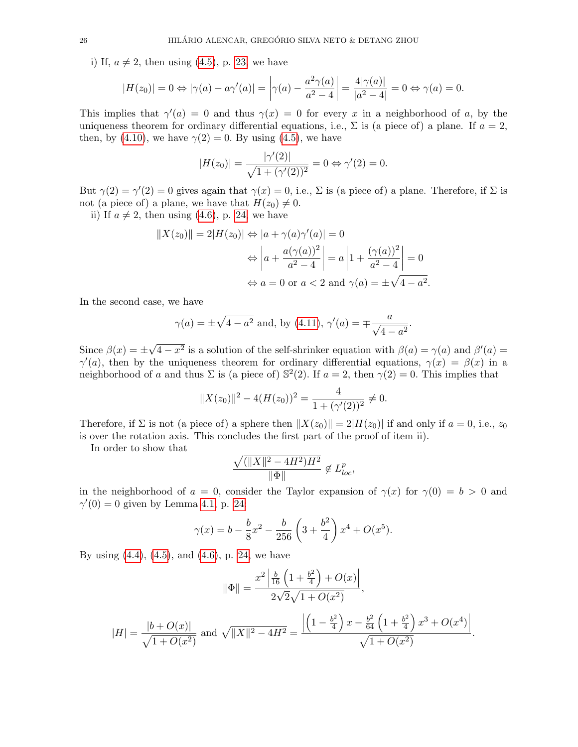i) If, $a \neq 2$, then using (4.5), p. 23, we have

$$|H(z_0)| = 0 \Leftrightarrow |\gamma(a) - a\gamma'(a)| = \left|\gamma(a) - \frac{a^2\gamma(a)}{a^2-4}\right| = \frac{4|\gamma(a)|}{|a^2-4|} = 0 \Leftrightarrow \gamma(a) = 0.$$

This implies that $\gamma'(a) = 0$ and thus $\gamma(x) = 0$ for every $x$ in a neighborhood of $a$, by the uniqueness theorem for ordinary differential equations, i.e., $\Sigma$ is (a piece of) a plane. If $a = 2$, then, by (4.10), we have $\gamma(2) = 0$. By using (4.5), we have

$$|H(z_0)| = \frac{|\gamma'(2)|}{\sqrt{1+(\gamma'(2))^2}} = 0 \Leftrightarrow \gamma'(2) = 0.$$

But $\gamma(2) = \gamma'(2) = 0$ gives again that $\gamma(x) = 0$, i.e., $\Sigma$ is (a piece of) a plane. Therefore, if $\Sigma$ is not (a piece of) a plane, we have that $H(z_0) \neq 0$.

ii) If $a \neq 2$, then using (4.6), p. 24, we have

$$\begin{aligned}
\|X(z_0)\| = 2|H(z_0)| &\Leftrightarrow |a + \gamma(a)\gamma'(a)| = 0\\
&\Leftrightarrow \left|a + \frac{a(\gamma(a))^2}{a^2-4}\right| = a\left|1 + \frac{(\gamma(a))^2}{a^2-4}\right| = 0\\
&\Leftrightarrow a = 0 \text{ or } a < 2 \text{ and } \gamma(a) = \pm\sqrt{4-a^2}.
\end{aligned}$$

In the second case, we have

$$\gamma(a) = \pm\sqrt{4-a^2} \text{ and, by (4.11), } \gamma'(a) = \mp\frac{a}{\sqrt{4-a^2}}.$$

Since $\beta(x) = \pm\sqrt{4-x^2}$ is a solution of the self-shrinker equation with $\beta(a) = \gamma(a)$ and $\beta'(a) = \gamma'(a)$, then by the uniqueness theorem for ordinary differential equations, $\gamma(x) = \beta(x)$ in a neighborhood of $a$ and thus $\Sigma$ is (a piece of) $\mathbb{S}^2(2)$. If $a = 2$, then $\gamma(2) = 0$. This implies that

$$\|X(z_0)\|^2 - 4(H(z_0))^2 = \frac{4}{1+(\gamma'(2))^2} \neq 0.$$

Therefore, if $\Sigma$ is not (a piece of) a sphere then $\|X(z_0)\| = 2|H(z_0)|$ if and only if $a = 0$, i.e., $z_0$ is over the rotation axis. This concludes the first part of the proof of item ii).

In order to show that

$$\frac{\sqrt{(\|X\|^2 - 4H^2)H^2}}{\|\Phi\|} \notin L^p_{loc},$$

in the neighborhood of $a = 0$, consider the Taylor expansion of $\gamma(x)$ for $\gamma(0) = b > 0$ and $\gamma'(0) = 0$ given by Lemma 4.1, p. 24:

$$\gamma(x) = b - \frac{b}{8}x^2 - \frac{b}{256}\left(3 + \frac{b^2}{4}\right)x^4 + O(x^5).$$

By using (4.4), (4.5), and (4.6), p. 24, we have

$$\|\Phi\| = \frac{x^2\left|\frac{b}{16}\left(1+\frac{b^2}{4}\right) + O(x)\right|}{2\sqrt{2}\sqrt{1+O(x^2)}},$$

$$|H| = \frac{|b + O(x)|}{\sqrt{1+O(x^2)}} \text{ and } \sqrt{\|X\|^2 - 4H^2} = \frac{\left|\left(1-\frac{b^2}{4}\right)x - \frac{b^2}{64}\left(1+\frac{b^2}{4}\right)x^3 + O(x^4)\right|}{\sqrt{1+O(x^2)}}.$$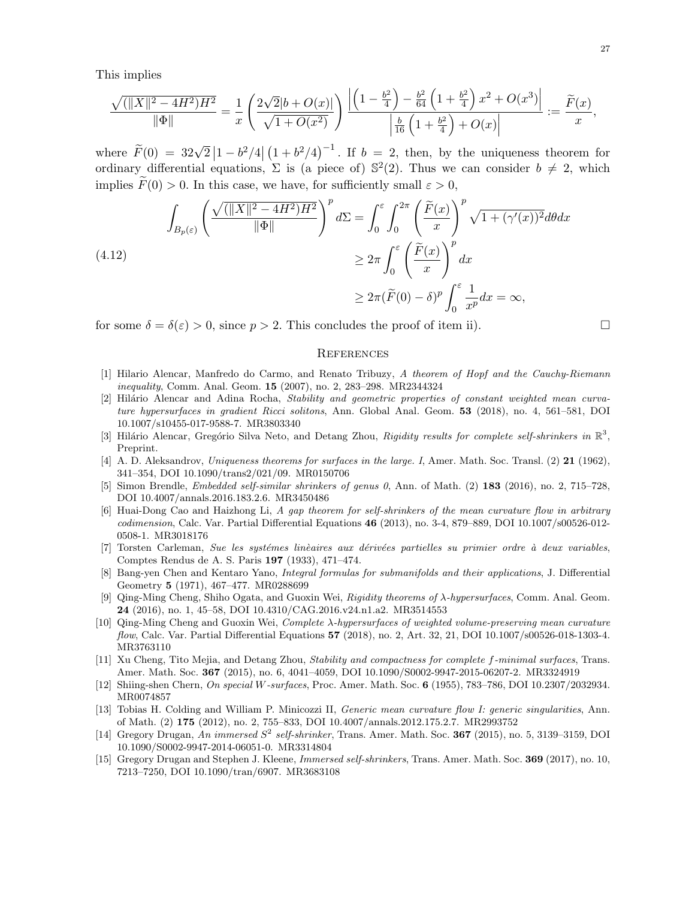This implies

$$\frac{\sqrt{(\|X\|^2-4H^2)H^2}}{\|\Phi\|} = \frac{1}{x}\left(\frac{2\sqrt{2}|b+O(x)|}{\sqrt{1+O(x^2)}}\right)\frac{\left|\left(1-\frac{b^2}{4}\right)-\frac{b^2}{64}\left(1+\frac{b^2}{4}\right)x^2+O(x^3)\right|}{\left|\frac{b}{16}\left(1+\frac{b^2}{4}\right)+O(x)\right|} := \frac{\widetilde{F}(x)}{x},$$

where $\widetilde{F}(0) = 32\sqrt{2}\left|1-b^2/4\right|\left(1+b^2/4\right)^{-1}$. If $b=2$, then, by the uniqueness theorem for ordinary differential equations, $\Sigma$ is (a piece of) $\mathbb{S}^2(2)$. Thus we can consider $b \neq 2$, which implies $\widetilde{F}(0) > 0$. In this case, we have, for sufficiently small $\varepsilon > 0$,

$$\begin{aligned}
\int_{B_p(\varepsilon)}\left(\frac{\sqrt{(\|X\|^2-4H^2)H^2}}{\|\Phi\|}\right)^p d\Sigma &= \int_0^\varepsilon\int_0^{2\pi}\left(\frac{\widetilde{F}(x)}{x}\right)^p\sqrt{1+(\gamma'(x))^2}d\theta dx \\
&\geq 2\pi\int_0^\varepsilon\left(\frac{\widetilde{F}(x)}{x}\right)^p dx \\
&\geq 2\pi(\widetilde{F}(0)-\delta)^p\int_0^\varepsilon\frac{1}{x^p}dx = \infty,
\end{aligned} \tag{4.12}$$

for some $\delta = \delta(\varepsilon) > 0$, since $p > 2$. This concludes the proof of item ii). $\square$

## References

[1] Hilario Alencar, Manfredo do Carmo, and Renato Tribuzy, *A theorem of Hopf and the Cauchy-Riemann inequality*, Comm. Anal. Geom. **15** (2007), no. 2, 283–298. MR2344324

[2] Hilário Alencar and Adina Rocha, *Stability and geometric properties of constant weighted mean curvature hypersurfaces in gradient Ricci solitons*, Ann. Global Anal. Geom. **53** (2018), no. 4, 561–581, DOI 10.1007/s10455-017-9588-7. MR3803340

[3] Hilário Alencar, Gregório Silva Neto, and Detang Zhou, *Rigidity results for complete self-shrinkers in* $\mathbb{R}^3$, Preprint.

[4] A. D. Aleksandrov, *Uniqueness theorems for surfaces in the large. I*, Amer. Math. Soc. Transl. (2) **21** (1962), 341–354, DOI 10.1090/trans2/021/09. MR0150706

[5] Simon Brendle, *Embedded self-similar shrinkers of genus 0*, Ann. of Math. (2) **183** (2016), no. 2, 715–728, DOI 10.4007/annals.2016.183.2.6. MR3450486

[6] Huai-Dong Cao and Haizhong Li, *A gap theorem for self-shrinkers of the mean curvature flow in arbitrary codimension*, Calc. Var. Partial Differential Equations **46** (2013), no. 3-4, 879–889, DOI 10.1007/s00526-012-0508-1. MR3018176

[7] Torsten Carleman, *Sue les systémes linèaires aux dérivées partielles su primier ordre à deux variables*, Comptes Rendus de A. S. Paris **197** (1933), 471–474.

[8] Bang-yen Chen and Kentaro Yano, *Integral formulas for submanifolds and their applications*, J. Differential Geometry **5** (1971), 467–477. MR0288699

[9] Qing-Ming Cheng, Shiho Ogata, and Guoxin Wei, *Rigidity theorems of λ-hypersurfaces*, Comm. Anal. Geom. **24** (2016), no. 1, 45–58, DOI 10.4310/CAG.2016.v24.n1.a2. MR3514553

[10] Qing-Ming Cheng and Guoxin Wei, *Complete λ-hypersurfaces of weighted volume-preserving mean curvature flow*, Calc. Var. Partial Differential Equations **57** (2018), no. 2, Art. 32, 21, DOI 10.1007/s00526-018-1303-4. MR3763110

[11] Xu Cheng, Tito Mejia, and Detang Zhou, *Stability and compactness for complete f-minimal surfaces*, Trans. Amer. Math. Soc. **367** (2015), no. 6, 4041–4059, DOI 10.1090/S0002-9947-2015-06207-2. MR3324919

[12] Shiing-shen Chern, *On special W-surfaces*, Proc. Amer. Math. Soc. **6** (1955), 783–786, DOI 10.2307/2032934. MR0074857

[13] Tobias H. Colding and William P. Minicozzi II, *Generic mean curvature flow I: generic singularities*, Ann. of Math. (2) **175** (2012), no. 2, 755–833, DOI 10.4007/annals.2012.175.2.7. MR2993752

[14] Gregory Drugan, *An immersed $S^2$ self-shrinker*, Trans. Amer. Math. Soc. **367** (2015), no. 5, 3139–3159, DOI 10.1090/S0002-9947-2014-06051-0. MR3314804

[15] Gregory Drugan and Stephen J. Kleene, *Immersed self-shrinkers*, Trans. Amer. Math. Soc. **369** (2017), no. 10, 7213–7250, DOI 10.1090/tran/6907. MR3683108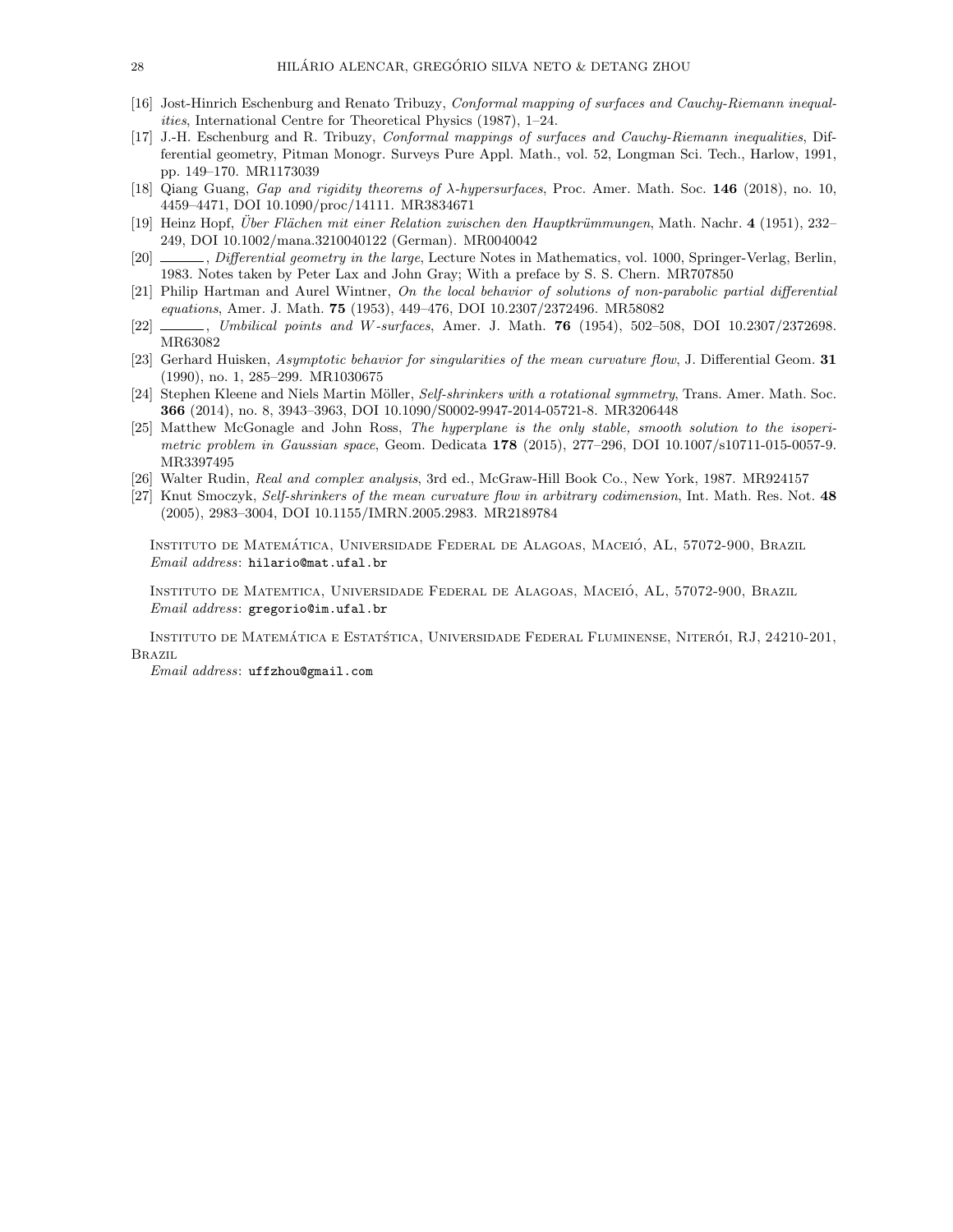[16] Jost-Hinrich Eschenburg and Renato Tribuzy, *Conformal mapping of surfaces and Cauchy-Riemann inequalities*, International Centre for Theoretical Physics (1987), 1–24.

[17] J.-H. Eschenburg and R. Tribuzy, *Conformal mappings of surfaces and Cauchy-Riemann inequalities*, Differential geometry, Pitman Monogr. Surveys Pure Appl. Math., vol. 52, Longman Sci. Tech., Harlow, 1991, pp. 149–170. MR1173039

[18] Qiang Guang, *Gap and rigidity theorems of λ-hypersurfaces*, Proc. Amer. Math. Soc. **146** (2018), no. 10, 4459–4471, DOI 10.1090/proc/14111. MR3834671

[19] Heinz Hopf, *Über Flächen mit einer Relation zwischen den Hauptkrümmungen*, Math. Nachr. **4** (1951), 232–249, DOI 10.1002/mana.3210040122 (German). MR0040042

[20] ———, *Differential geometry in the large*, Lecture Notes in Mathematics, vol. 1000, Springer-Verlag, Berlin, 1983. Notes taken by Peter Lax and John Gray; With a preface by S. S. Chern. MR707850

[21] Philip Hartman and Aurel Wintner, *On the local behavior of solutions of non-parabolic partial differential equations*, Amer. J. Math. **75** (1953), 449–476, DOI 10.2307/2372496. MR58082

[22] ———, *Umbilical points and W-surfaces*, Amer. J. Math. **76** (1954), 502–508, DOI 10.2307/2372698. MR63082

[23] Gerhard Huisken, *Asymptotic behavior for singularities of the mean curvature flow*, J. Differential Geom. **31** (1990), no. 1, 285–299. MR1030675

[24] Stephen Kleene and Niels Martin Möller, *Self-shrinkers with a rotational symmetry*, Trans. Amer. Math. Soc. **366** (2014), no. 8, 3943–3963, DOI 10.1090/S0002-9947-2014-05721-8. MR3206448

[25] Matthew McGonagle and John Ross, *The hyperplane is the only stable, smooth solution to the isoperimetric problem in Gaussian space*, Geom. Dedicata **178** (2015), 277–296, DOI 10.1007/s10711-015-0057-9. MR3397495

[26] Walter Rudin, *Real and complex analysis*, 3rd ed., McGraw-Hill Book Co., New York, 1987. MR924157

[27] Knut Smoczyk, *Self-shrinkers of the mean curvature flow in arbitrary codimension*, Int. Math. Res. Not. **48** (2005), 2983–3004, DOI 10.1155/IMRN.2005.2983. MR2189784

Instituto de Matemática, Universidade Federal de Alagoas, Maceió, AL, 57072-900, Brazil
*Email address*: hilario@mat.ufal.br

Instituto de Matemtica, Universidade Federal de Alagoas, Maceió, AL, 57072-900, Brazil
*Email address*: gregorio@im.ufal.br

Instituto de Matemática e Estatśtica, Universidade Federal Fluminense, Niterói, RJ, 24210-201, Brazil
*Email address*: uffzhou@gmail.com